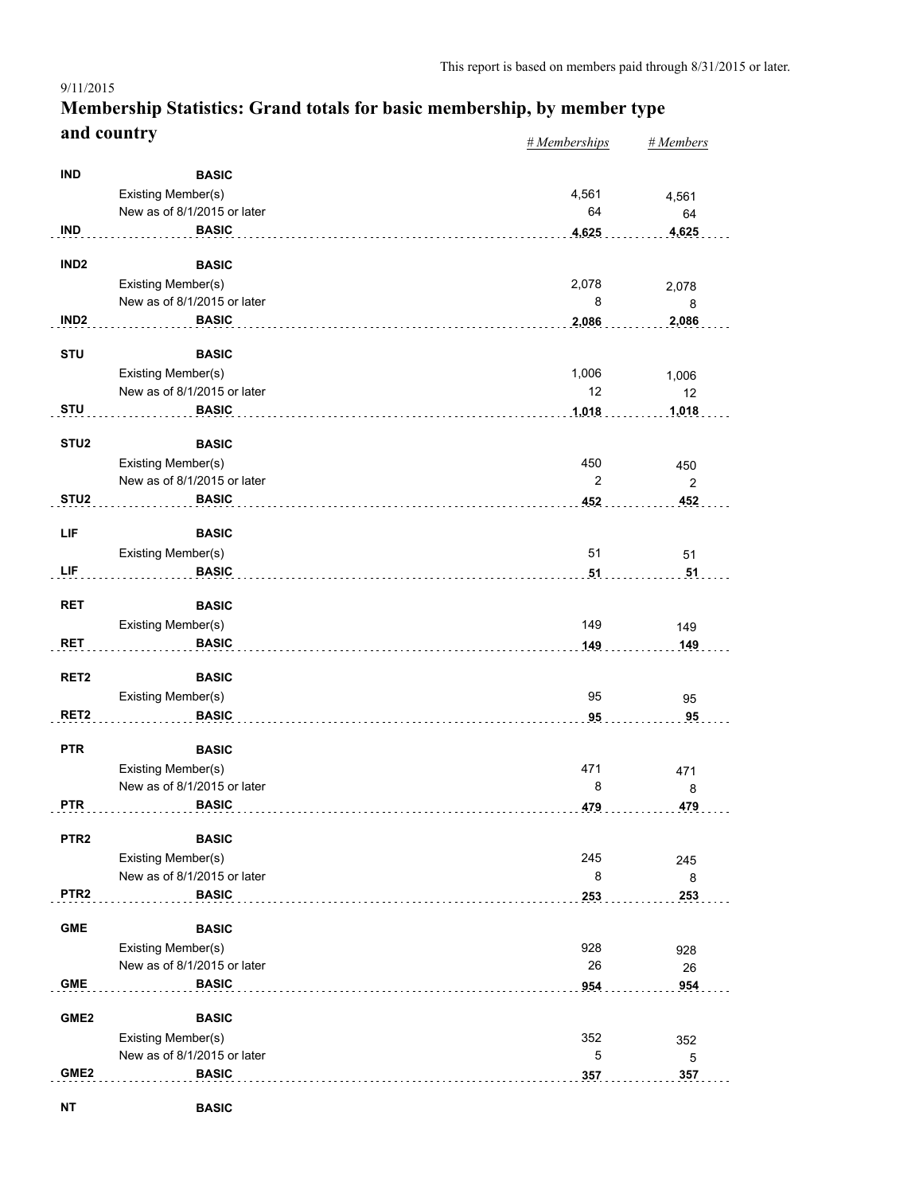This report is based on members paid through 8/31/2015 or later.

9/11/2015

# Membership Statistics: Grand totals for basic membership, by member type and country

| | | | *# Memberships* | *# Members* |
|---|---|---|---|---|
| **IND** | **BASIC** | | | |
| | Existing Member(s) | | 4,561 | 4,561 |
| | New as of 8/1/2015 or later | | 64 | 64 |
| **IND** | **BASIC** | | **4,625** | **4,625** |
| **IND2** | **BASIC** | | | |
| | Existing Member(s) | | 2,078 | 2,078 |
| | New as of 8/1/2015 or later | | 8 | 8 |
| **IND2** | **BASIC** | | **2,086** | **2,086** |
| **STU** | **BASIC** | | | |
| | Existing Member(s) | | 1,006 | 1,006 |
| | New as of 8/1/2015 or later | | 12 | 12 |
| **STU** | **BASIC** | | **1,018** | **1,018** |
| **STU2** | **BASIC** | | | |
| | Existing Member(s) | | 450 | 450 |
| | New as of 8/1/2015 or later | | 2 | 2 |
| **STU2** | **BASIC** | | **452** | **452** |
| **LIF** | **BASIC** | | | |
| | Existing Member(s) | | 51 | 51 |
| **LIF** | **BASIC** | | **51** | **51** |
| **RET** | **BASIC** | | | |
| | Existing Member(s) | | 149 | 149 |
| **RET** | **BASIC** | | **149** | **149** |
| **RET2** | **BASIC** | | | |
| | Existing Member(s) | | 95 | 95 |
| **RET2** | **BASIC** | | **95** | **95** |
| **PTR** | **BASIC** | | | |
| | Existing Member(s) | | 471 | 471 |
| | New as of 8/1/2015 or later | | 8 | 8 |
| **PTR** | **BASIC** | | **479** | **479** |
| **PTR2** | **BASIC** | | | |
| | Existing Member(s) | | 245 | 245 |
| | New as of 8/1/2015 or later | | 8 | 8 |
| **PTR2** | **BASIC** | | **253** | **253** |
| **GME** | **BASIC** | | | |
| | Existing Member(s) | | 928 | 928 |
| | New as of 8/1/2015 or later | | 26 | 26 |
| **GME** | **BASIC** | | **954** | **954** |
| **GME2** | **BASIC** | | | |
| | Existing Member(s) | | 352 | 352 |
| | New as of 8/1/2015 or later | | 5 | 5 |
| **GME2** | **BASIC** | | **357** | **357** |
| **NT** | **BASIC** | | | |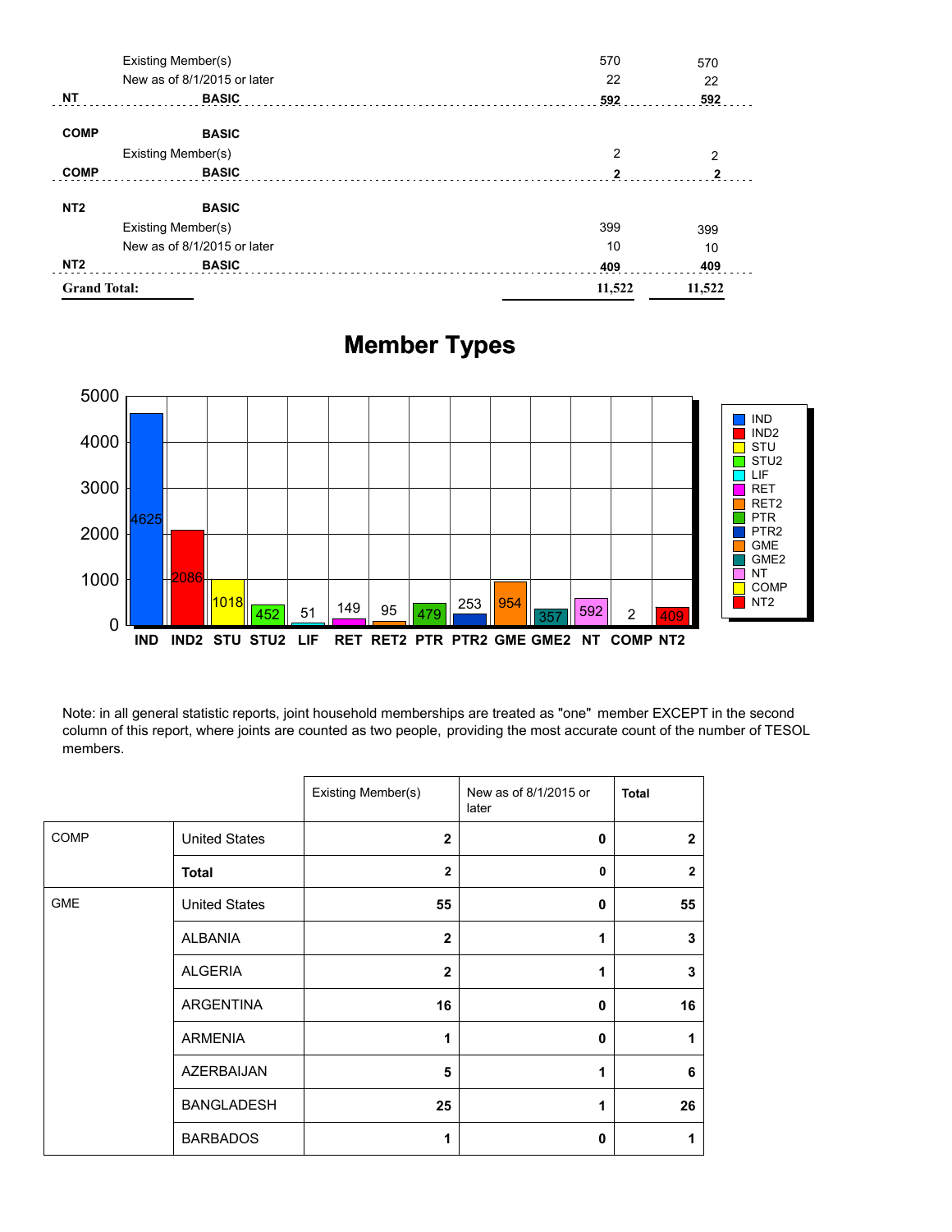| | | | |
|---|---|---|---|
| | Existing Member(s) | 570 | 570 |
| | New as of 8/1/2015 or later | 22 | 22 |
| **NT** | **BASIC** | **592** | **592** |
| **COMP** | **BASIC** | | |
| | Existing Member(s) | 2 | 2 |
| **COMP** | **BASIC** | **2** | **2** |
| **NT2** | **BASIC** | | |
| | Existing Member(s) | 399 | 399 |
| | New as of 8/1/2015 or later | 10 | 10 |
| **NT2** | **BASIC** | **409** | **409** |
| **Grand Total:** | | **11,522** | **11,522** |

## Member Types

| Type | Count |
|---|---|
| IND | 4625 |
| IND2 | 2086 |
| STU | 1018 |
| STU2 | 452 |
| LIF | 51 |
| RET | 149 |
| RET2 | 95 |
| PTR | 479 |
| PTR2 | 253 |
| GME | 954 |
| GME2 | 357 |
| NT | 592 |
| COMP | 2 |
| NT2 | 409 |

Note: in all general statistic reports, joint household memberships are treated as "one" member EXCEPT in the second column of this report, where joints are counted as two people, providing the most accurate count of the number of TESOL members.

| | | Existing Member(s) | New as of 8/1/2015 or later | **Total** |
|---|---|---|---|---|
| COMP | United States | **2** | **0** | **2** |
| | **Total** | **2** | **0** | **2** |
| GME | United States | **55** | **0** | **55** |
| | ALBANIA | **2** | **1** | **3** |
| | ALGERIA | **2** | **1** | **3** |
| | ARGENTINA | **16** | **0** | **16** |
| | ARMENIA | **1** | **0** | **1** |
| | AZERBAIJAN | **5** | **1** | **6** |
| | BANGLADESH | **25** | **1** | **26** |
| | BARBADOS | **1** | **0** | **1** |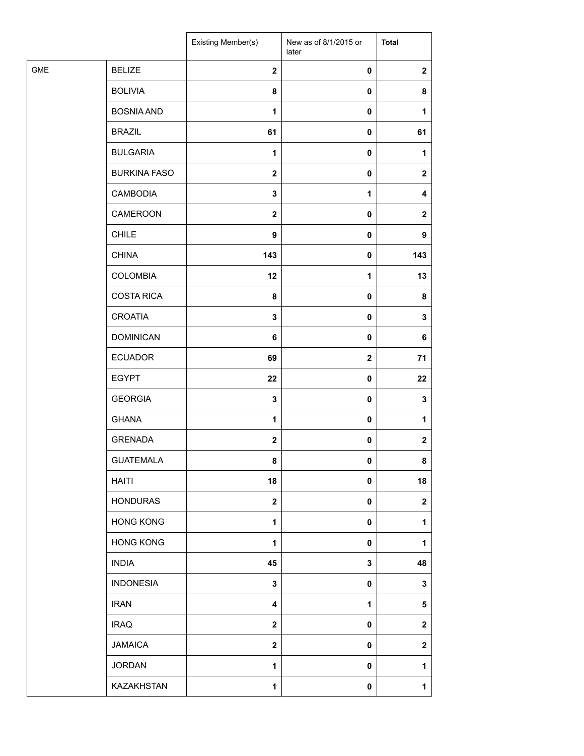| | | Existing Member(s) | New as of 8/1/2015 or later | Total |
|---|---|---|---|---|
| GME | BELIZE | 2 | 0 | 2 |
| | BOLIVIA | 8 | 0 | 8 |
| | BOSNIA AND | 1 | 0 | 1 |
| | BRAZIL | 61 | 0 | 61 |
| | BULGARIA | 1 | 0 | 1 |
| | BURKINA FASO | 2 | 0 | 2 |
| | CAMBODIA | 3 | 1 | 4 |
| | CAMEROON | 2 | 0 | 2 |
| | CHILE | 9 | 0 | 9 |
| | CHINA | 143 | 0 | 143 |
| | COLOMBIA | 12 | 1 | 13 |
| | COSTA RICA | 8 | 0 | 8 |
| | CROATIA | 3 | 0 | 3 |
| | DOMINICAN | 6 | 0 | 6 |
| | ECUADOR | 69 | 2 | 71 |
| | EGYPT | 22 | 0 | 22 |
| | GEORGIA | 3 | 0 | 3 |
| | GHANA | 1 | 0 | 1 |
| | GRENADA | 2 | 0 | 2 |
| | GUATEMALA | 8 | 0 | 8 |
| | HAITI | 18 | 0 | 18 |
| | HONDURAS | 2 | 0 | 2 |
| | HONG KONG | 1 | 0 | 1 |
| | HONG KONG | 1 | 0 | 1 |
| | INDIA | 45 | 3 | 48 |
| | INDONESIA | 3 | 0 | 3 |
| | IRAN | 4 | 1 | 5 |
| | IRAQ | 2 | 0 | 2 |
| | JAMAICA | 2 | 0 | 2 |
| | JORDAN | 1 | 0 | 1 |
| | KAZAKHSTAN | 1 | 0 | 1 |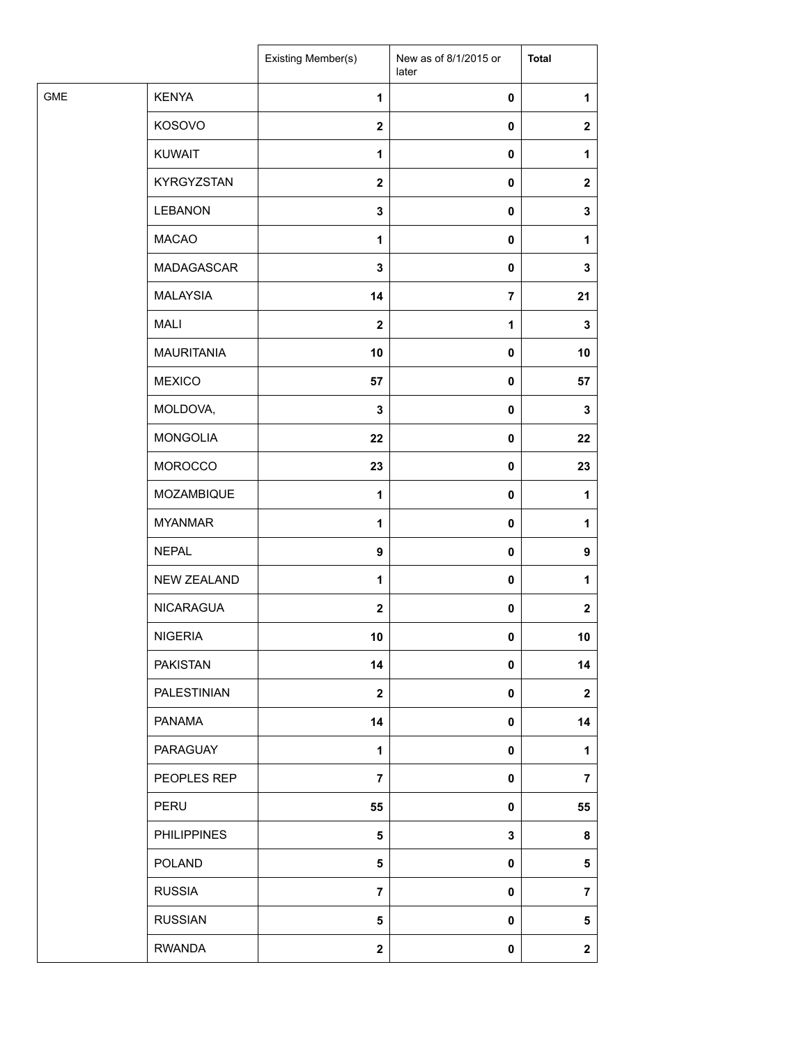| | | Existing Member(s) | New as of 8/1/2015 or later | **Total** |
|---|---|---|---|---|
| GME | KENYA | **1** | **0** | **1** |
| | KOSOVO | **2** | **0** | **2** |
| | KUWAIT | **1** | **0** | **1** |
| | KYRGYZSTAN | **2** | **0** | **2** |
| | LEBANON | **3** | **0** | **3** |
| | MACAO | **1** | **0** | **1** |
| | MADAGASCAR | **3** | **0** | **3** |
| | MALAYSIA | **14** | **7** | **21** |
| | MALI | **2** | **1** | **3** |
| | MAURITANIA | **10** | **0** | **10** |
| | MEXICO | **57** | **0** | **57** |
| | MOLDOVA, | **3** | **0** | **3** |
| | MONGOLIA | **22** | **0** | **22** |
| | MOROCCO | **23** | **0** | **23** |
| | MOZAMBIQUE | **1** | **0** | **1** |
| | MYANMAR | **1** | **0** | **1** |
| | NEPAL | **9** | **0** | **9** |
| | NEW ZEALAND | **1** | **0** | **1** |
| | NICARAGUA | **2** | **0** | **2** |
| | NIGERIA | **10** | **0** | **10** |
| | PAKISTAN | **14** | **0** | **14** |
| | PALESTINIAN | **2** | **0** | **2** |
| | PANAMA | **14** | **0** | **14** |
| | PARAGUAY | **1** | **0** | **1** |
| | PEOPLES REP | **7** | **0** | **7** |
| | PERU | **55** | **0** | **55** |
| | PHILIPPINES | **5** | **3** | **8** |
| | POLAND | **5** | **0** | **5** |
| | RUSSIA | **7** | **0** | **7** |
| | RUSSIAN | **5** | **0** | **5** |
| | RWANDA | **2** | **0** | **2** |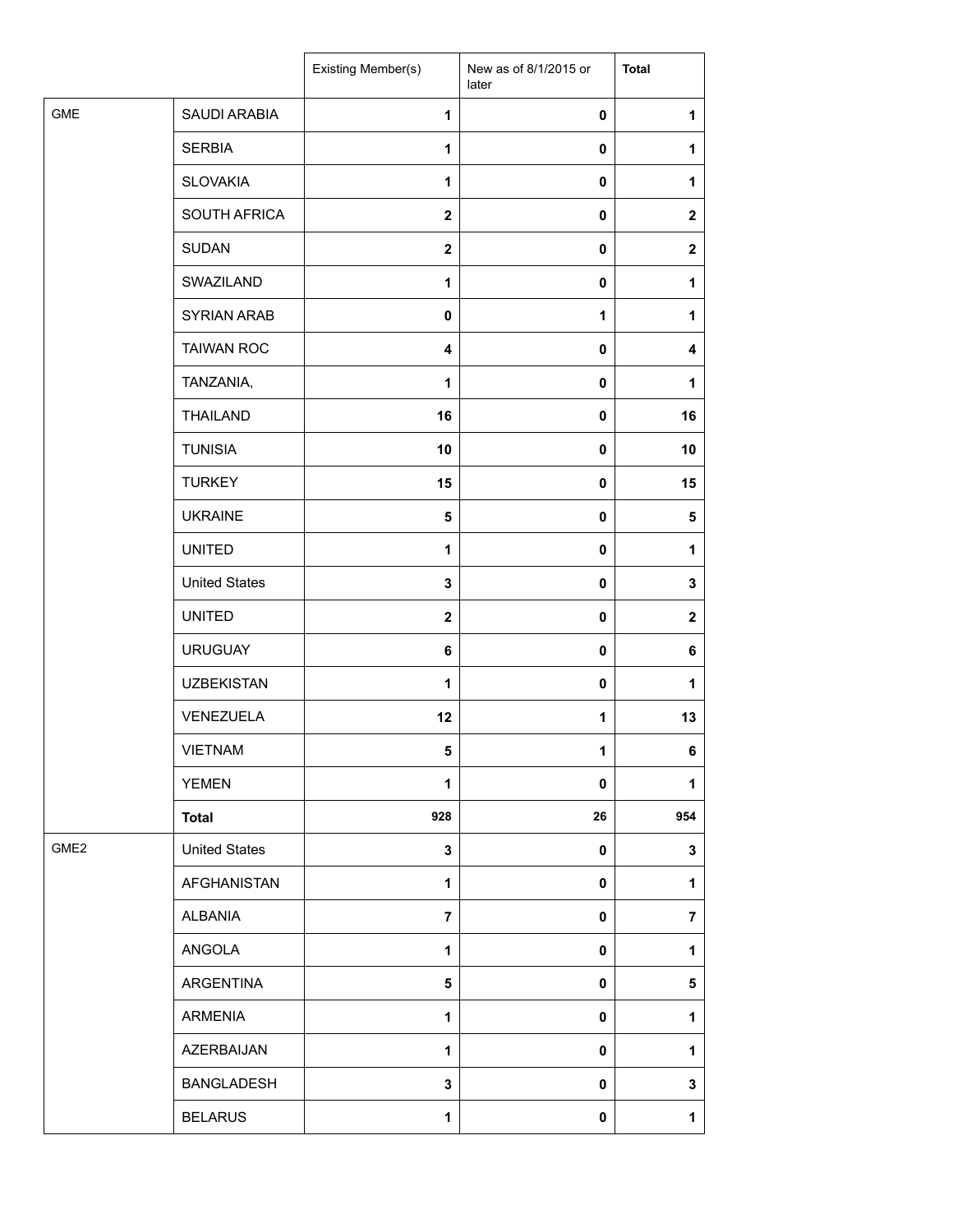| | | Existing Member(s) | New as of 8/1/2015 or later | **Total** |
|---|---|---|---|---|
| GME | SAUDI ARABIA | **1** | **0** | **1** |
| | SERBIA | **1** | **0** | **1** |
| | SLOVAKIA | **1** | **0** | **1** |
| | SOUTH AFRICA | **2** | **0** | **2** |
| | SUDAN | **2** | **0** | **2** |
| | SWAZILAND | **1** | **0** | **1** |
| | SYRIAN ARAB | **0** | **1** | **1** |
| | TAIWAN ROC | **4** | **0** | **4** |
| | TANZANIA, | **1** | **0** | **1** |
| | THAILAND | **16** | **0** | **16** |
| | TUNISIA | **10** | **0** | **10** |
| | TURKEY | **15** | **0** | **15** |
| | UKRAINE | **5** | **0** | **5** |
| | UNITED | **1** | **0** | **1** |
| | United States | **3** | **0** | **3** |
| | UNITED | **2** | **0** | **2** |
| | URUGUAY | **6** | **0** | **6** |
| | UZBEKISTAN | **1** | **0** | **1** |
| | VENEZUELA | **12** | **1** | **13** |
| | VIETNAM | **5** | **1** | **6** |
| | YEMEN | **1** | **0** | **1** |
| | **Total** | **928** | **26** | **954** |
| GME2 | United States | **3** | **0** | **3** |
| | AFGHANISTAN | **1** | **0** | **1** |
| | ALBANIA | **7** | **0** | **7** |
| | ANGOLA | **1** | **0** | **1** |
| | ARGENTINA | **5** | **0** | **5** |
| | ARMENIA | **1** | **0** | **1** |
| | AZERBAIJAN | **1** | **0** | **1** |
| | BANGLADESH | **3** | **0** | **3** |
| | BELARUS | **1** | **0** | **1** |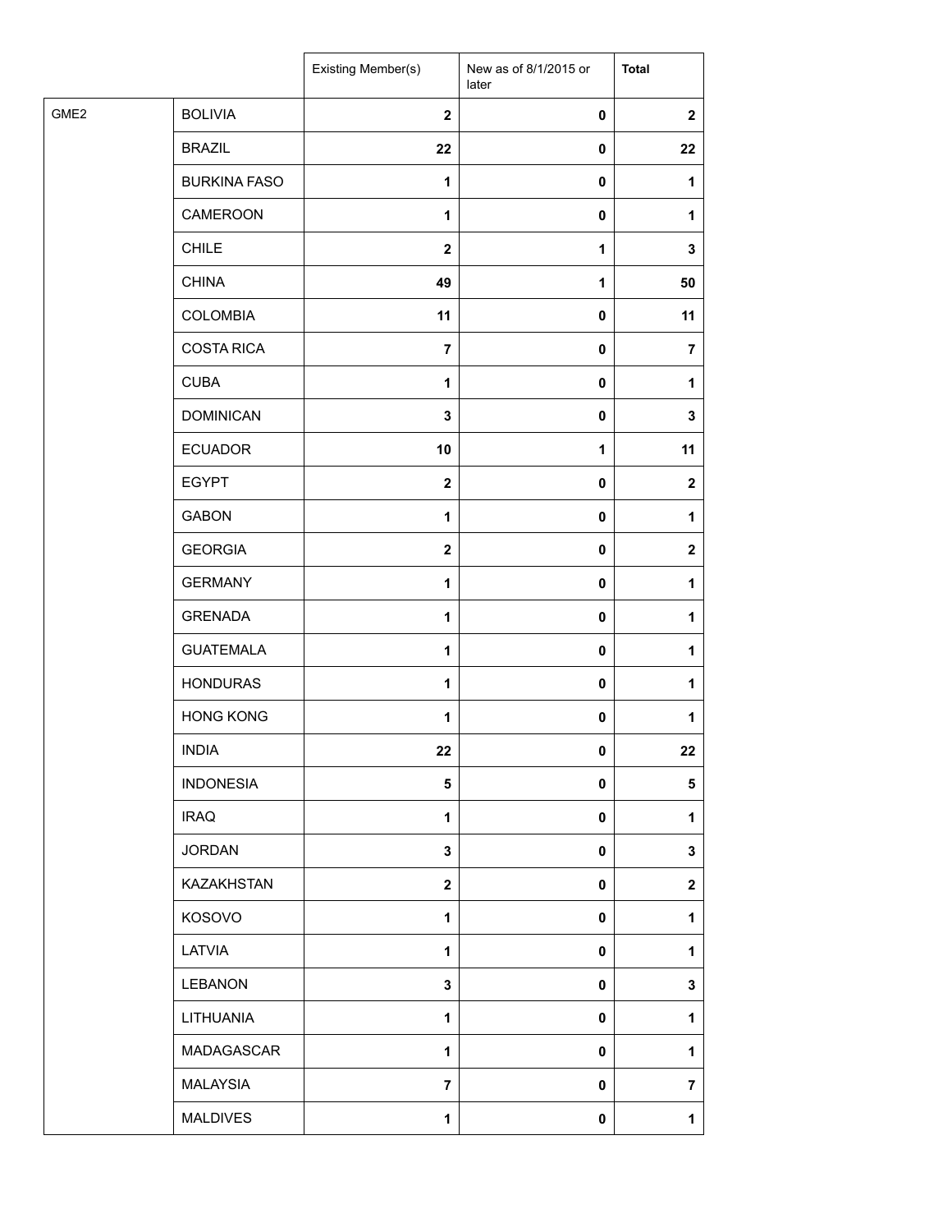| | | Existing Member(s) | New as of 8/1/2015 or later | **Total** |
|---|---|---|---|---|
| GME2 | BOLIVIA | **2** | **0** | **2** |
| | BRAZIL | **22** | **0** | **22** |
| | BURKINA FASO | **1** | **0** | **1** |
| | CAMEROON | **1** | **0** | **1** |
| | CHILE | **2** | **1** | **3** |
| | CHINA | **49** | **1** | **50** |
| | COLOMBIA | **11** | **0** | **11** |
| | COSTA RICA | **7** | **0** | **7** |
| | CUBA | **1** | **0** | **1** |
| | DOMINICAN | **3** | **0** | **3** |
| | ECUADOR | **10** | **1** | **11** |
| | EGYPT | **2** | **0** | **2** |
| | GABON | **1** | **0** | **1** |
| | GEORGIA | **2** | **0** | **2** |
| | GERMANY | **1** | **0** | **1** |
| | GRENADA | **1** | **0** | **1** |
| | GUATEMALA | **1** | **0** | **1** |
| | HONDURAS | **1** | **0** | **1** |
| | HONG KONG | **1** | **0** | **1** |
| | INDIA | **22** | **0** | **22** |
| | INDONESIA | **5** | **0** | **5** |
| | IRAQ | **1** | **0** | **1** |
| | JORDAN | **3** | **0** | **3** |
| | KAZAKHSTAN | **2** | **0** | **2** |
| | KOSOVO | **1** | **0** | **1** |
| | LATVIA | **1** | **0** | **1** |
| | LEBANON | **3** | **0** | **3** |
| | LITHUANIA | **1** | **0** | **1** |
| | MADAGASCAR | **1** | **0** | **1** |
| | MALAYSIA | **7** | **0** | **7** |
| | MALDIVES | **1** | **0** | **1** |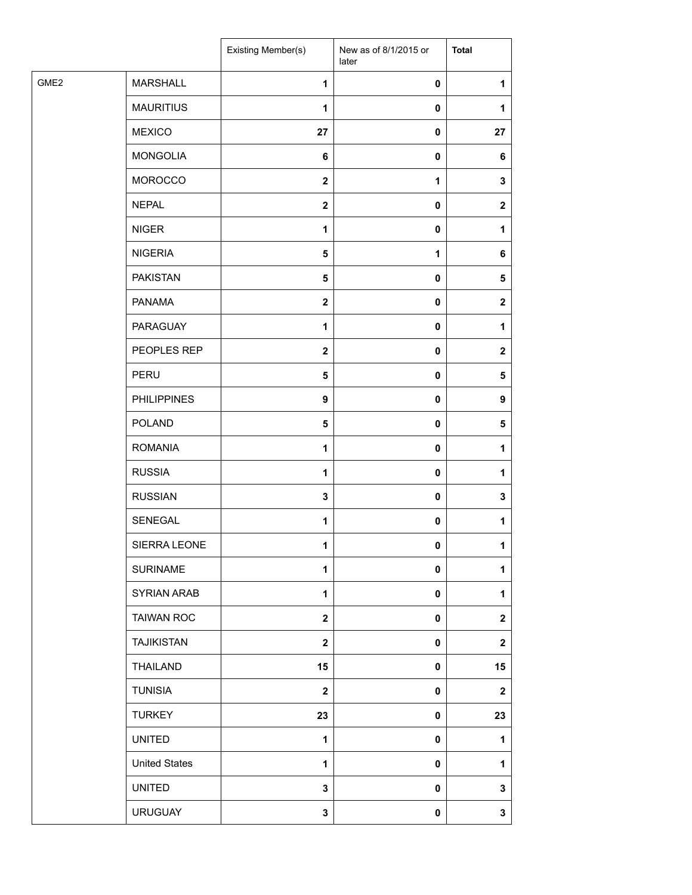| | | Existing Member(s) | New as of 8/1/2015 or later | **Total** |
|---|---|---|---|---|
| GME2 | MARSHALL | **1** | **0** | **1** |
| | MAURITIUS | **1** | **0** | **1** |
| | MEXICO | **27** | **0** | **27** |
| | MONGOLIA | **6** | **0** | **6** |
| | MOROCCO | **2** | **1** | **3** |
| | NEPAL | **2** | **0** | **2** |
| | NIGER | **1** | **0** | **1** |
| | NIGERIA | **5** | **1** | **6** |
| | PAKISTAN | **5** | **0** | **5** |
| | PANAMA | **2** | **0** | **2** |
| | PARAGUAY | **1** | **0** | **1** |
| | PEOPLES REP | **2** | **0** | **2** |
| | PERU | **5** | **0** | **5** |
| | PHILIPPINES | **9** | **0** | **9** |
| | POLAND | **5** | **0** | **5** |
| | ROMANIA | **1** | **0** | **1** |
| | RUSSIA | **1** | **0** | **1** |
| | RUSSIAN | **3** | **0** | **3** |
| | SENEGAL | **1** | **0** | **1** |
| | SIERRA LEONE | **1** | **0** | **1** |
| | SURINAME | **1** | **0** | **1** |
| | SYRIAN ARAB | **1** | **0** | **1** |
| | TAIWAN ROC | **2** | **0** | **2** |
| | TAJIKISTAN | **2** | **0** | **2** |
| | THAILAND | **15** | **0** | **15** |
| | TUNISIA | **2** | **0** | **2** |
| | TURKEY | **23** | **0** | **23** |
| | UNITED | **1** | **0** | **1** |
| | United States | **1** | **0** | **1** |
| | UNITED | **3** | **0** | **3** |
| | URUGUAY | **3** | **0** | **3** |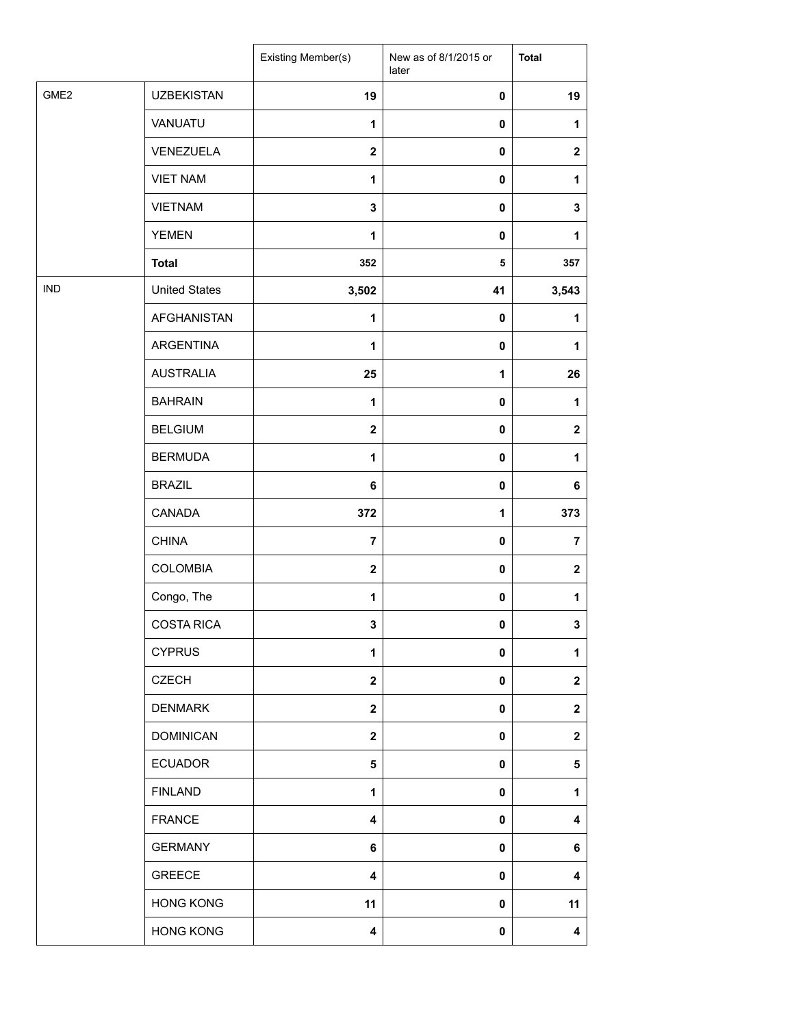| | | Existing Member(s) | New as of 8/1/2015 or later | Total |
|---|---|---|---|---|
| GME2 | UZBEKISTAN | **19** | **0** | **19** |
| | VANUATU | **1** | **0** | **1** |
| | VENEZUELA | **2** | **0** | **2** |
| | VIET NAM | **1** | **0** | **1** |
| | VIETNAM | **3** | **0** | **3** |
| | YEMEN | **1** | **0** | **1** |
| | **Total** | **352** | **5** | **357** |
| IND | United States | **3,502** | **41** | **3,543** |
| | AFGHANISTAN | **1** | **0** | **1** |
| | ARGENTINA | **1** | **0** | **1** |
| | AUSTRALIA | **25** | **1** | **26** |
| | BAHRAIN | **1** | **0** | **1** |
| | BELGIUM | **2** | **0** | **2** |
| | BERMUDA | **1** | **0** | **1** |
| | BRAZIL | **6** | **0** | **6** |
| | CANADA | **372** | **1** | **373** |
| | CHINA | **7** | **0** | **7** |
| | COLOMBIA | **2** | **0** | **2** |
| | Congo, The | **1** | **0** | **1** |
| | COSTA RICA | **3** | **0** | **3** |
| | CYPRUS | **1** | **0** | **1** |
| | CZECH | **2** | **0** | **2** |
| | DENMARK | **2** | **0** | **2** |
| | DOMINICAN | **2** | **0** | **2** |
| | ECUADOR | **5** | **0** | **5** |
| | FINLAND | **1** | **0** | **1** |
| | FRANCE | **4** | **0** | **4** |
| | GERMANY | **6** | **0** | **6** |
| | GREECE | **4** | **0** | **4** |
| | HONG KONG | **11** | **0** | **11** |
| | HONG KONG | **4** | **0** | **4** |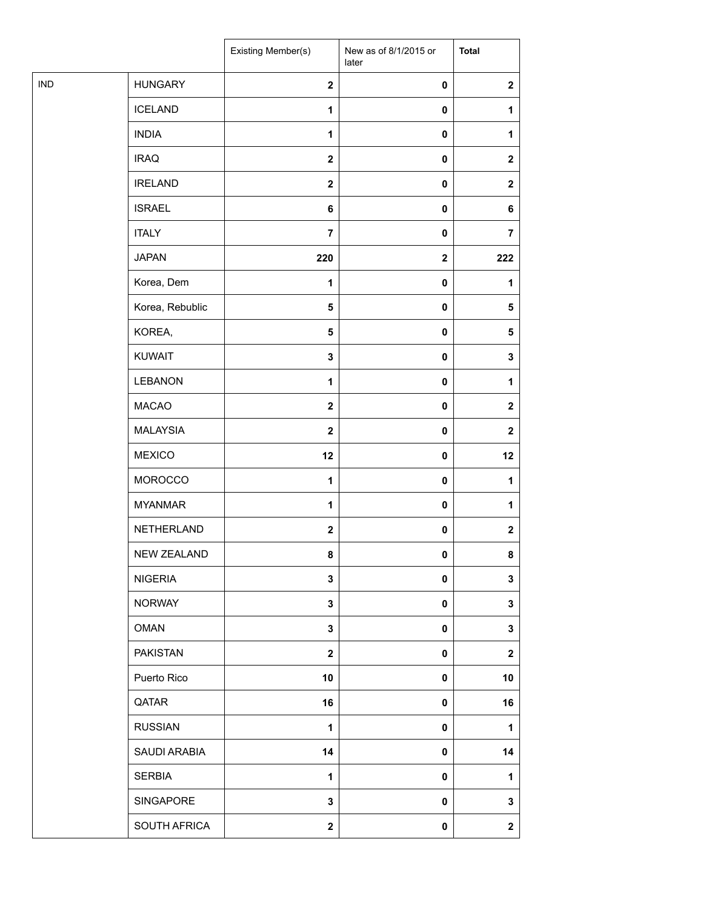| | | Existing Member(s) | New as of 8/1/2015 or later | **Total** |
|---|---|---|---|---|
| IND | HUNGARY | **2** | **0** | **2** |
| | ICELAND | **1** | **0** | **1** |
| | INDIA | **1** | **0** | **1** |
| | IRAQ | **2** | **0** | **2** |
| | IRELAND | **2** | **0** | **2** |
| | ISRAEL | **6** | **0** | **6** |
| | ITALY | **7** | **0** | **7** |
| | JAPAN | **220** | **2** | **222** |
| | Korea, Dem | **1** | **0** | **1** |
| | Korea, Rebublic | **5** | **0** | **5** |
| | KOREA, | **5** | **0** | **5** |
| | KUWAIT | **3** | **0** | **3** |
| | LEBANON | **1** | **0** | **1** |
| | MACAO | **2** | **0** | **2** |
| | MALAYSIA | **2** | **0** | **2** |
| | MEXICO | **12** | **0** | **12** |
| | MOROCCO | **1** | **0** | **1** |
| | MYANMAR | **1** | **0** | **1** |
| | NETHERLAND | **2** | **0** | **2** |
| | NEW ZEALAND | **8** | **0** | **8** |
| | NIGERIA | **3** | **0** | **3** |
| | NORWAY | **3** | **0** | **3** |
| | OMAN | **3** | **0** | **3** |
| | PAKISTAN | **2** | **0** | **2** |
| | Puerto Rico | **10** | **0** | **10** |
| | QATAR | **16** | **0** | **16** |
| | RUSSIAN | **1** | **0** | **1** |
| | SAUDI ARABIA | **14** | **0** | **14** |
| | SERBIA | **1** | **0** | **1** |
| | SINGAPORE | **3** | **0** | **3** |
| | SOUTH AFRICA | **2** | **0** | **2** |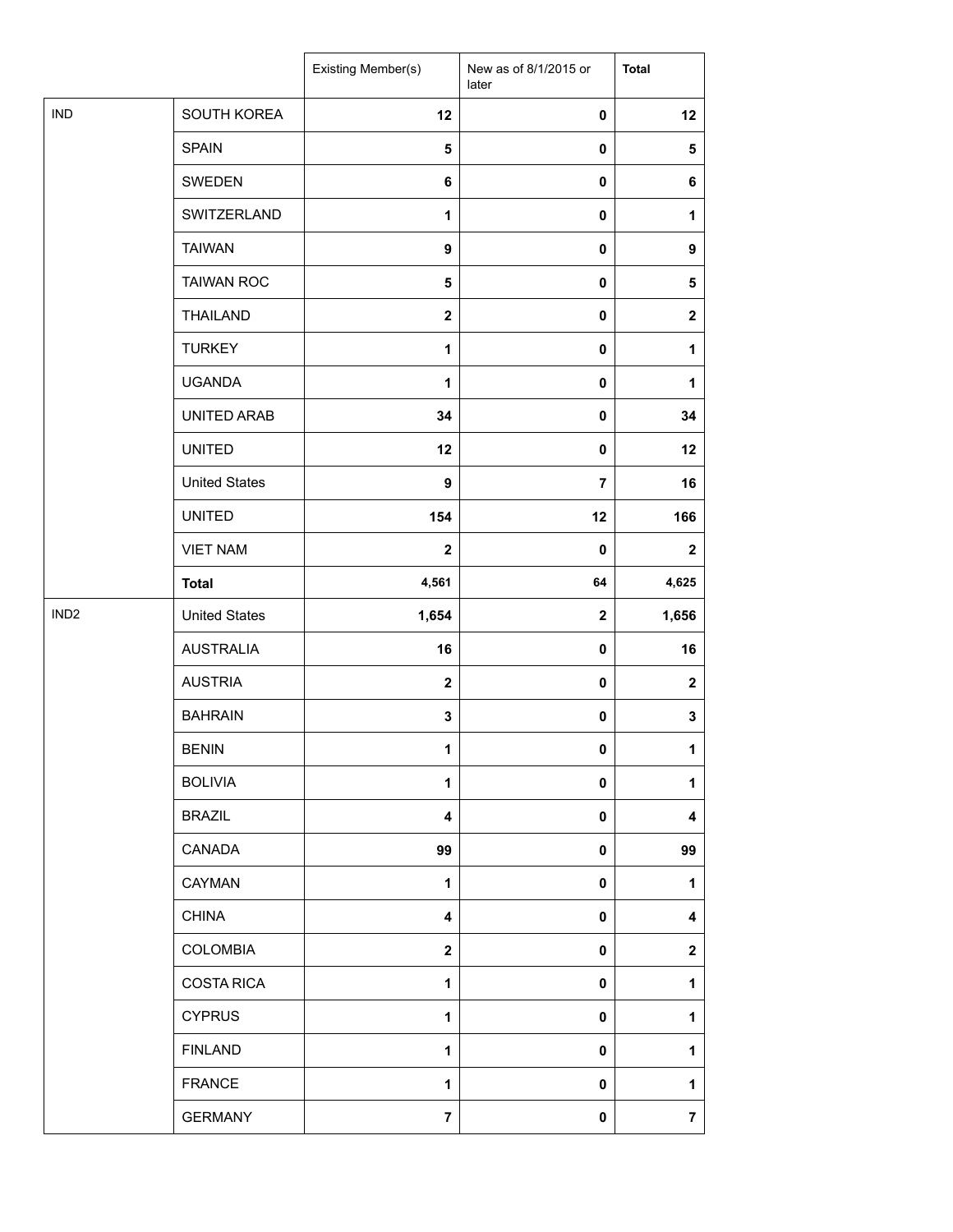| | | Existing Member(s) | New as of 8/1/2015 or later | Total |
|---|---|---|---|---|
| IND | SOUTH KOREA | 12 | 0 | 12 |
| | SPAIN | 5 | 0 | 5 |
| | SWEDEN | 6 | 0 | 6 |
| | SWITZERLAND | 1 | 0 | 1 |
| | TAIWAN | 9 | 0 | 9 |
| | TAIWAN ROC | 5 | 0 | 5 |
| | THAILAND | 2 | 0 | 2 |
| | TURKEY | 1 | 0 | 1 |
| | UGANDA | 1 | 0 | 1 |
| | UNITED ARAB | 34 | 0 | 34 |
| | UNITED | 12 | 0 | 12 |
| | United States | 9 | 7 | 16 |
| | UNITED | 154 | 12 | 166 |
| | VIET NAM | 2 | 0 | 2 |
| | **Total** | 4,561 | 64 | 4,625 |
| IND2 | United States | 1,654 | 2 | 1,656 |
| | AUSTRALIA | 16 | 0 | 16 |
| | AUSTRIA | 2 | 0 | 2 |
| | BAHRAIN | 3 | 0 | 3 |
| | BENIN | 1 | 0 | 1 |
| | BOLIVIA | 1 | 0 | 1 |
| | BRAZIL | 4 | 0 | 4 |
| | CANADA | 99 | 0 | 99 |
| | CAYMAN | 1 | 0 | 1 |
| | CHINA | 4 | 0 | 4 |
| | COLOMBIA | 2 | 0 | 2 |
| | COSTA RICA | 1 | 0 | 1 |
| | CYPRUS | 1 | 0 | 1 |
| | FINLAND | 1 | 0 | 1 |
| | FRANCE | 1 | 0 | 1 |
| | GERMANY | 7 | 0 | 7 |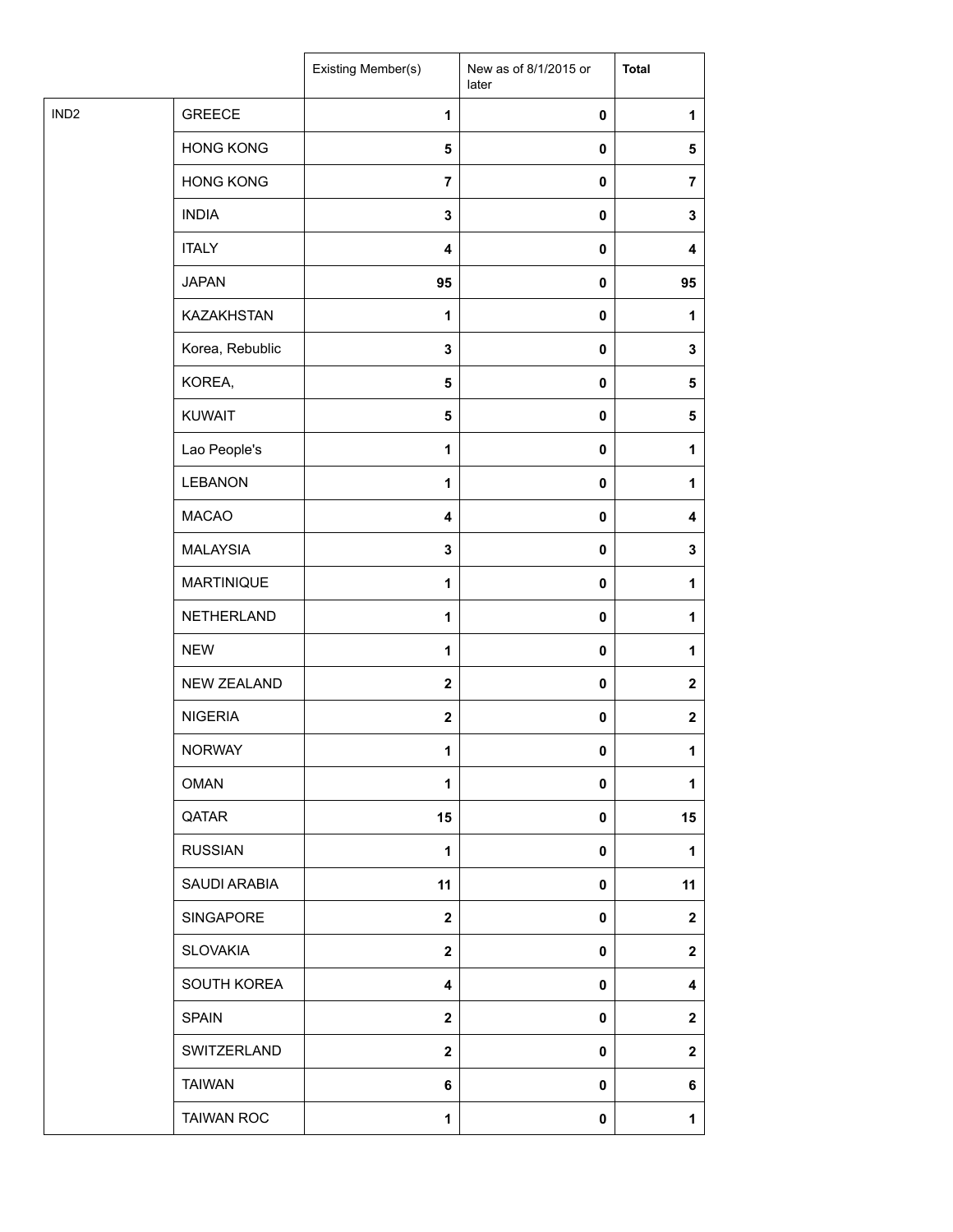| | | Existing Member(s) | New as of 8/1/2015 or later | **Total** |
|---|---|---|---|---|
| IND2 | GREECE | **1** | **0** | **1** |
| | HONG KONG | **5** | **0** | **5** |
| | HONG KONG | **7** | **0** | **7** |
| | INDIA | **3** | **0** | **3** |
| | ITALY | **4** | **0** | **4** |
| | JAPAN | **95** | **0** | **95** |
| | KAZAKHSTAN | **1** | **0** | **1** |
| | Korea, Rebublic | **3** | **0** | **3** |
| | KOREA, | **5** | **0** | **5** |
| | KUWAIT | **5** | **0** | **5** |
| | Lao People's | **1** | **0** | **1** |
| | LEBANON | **1** | **0** | **1** |
| | MACAO | **4** | **0** | **4** |
| | MALAYSIA | **3** | **0** | **3** |
| | MARTINIQUE | **1** | **0** | **1** |
| | NETHERLAND | **1** | **0** | **1** |
| | NEW | **1** | **0** | **1** |
| | NEW ZEALAND | **2** | **0** | **2** |
| | NIGERIA | **2** | **0** | **2** |
| | NORWAY | **1** | **0** | **1** |
| | OMAN | **1** | **0** | **1** |
| | QATAR | **15** | **0** | **15** |
| | RUSSIAN | **1** | **0** | **1** |
| | SAUDI ARABIA | **11** | **0** | **11** |
| | SINGAPORE | **2** | **0** | **2** |
| | SLOVAKIA | **2** | **0** | **2** |
| | SOUTH KOREA | **4** | **0** | **4** |
| | SPAIN | **2** | **0** | **2** |
| | SWITZERLAND | **2** | **0** | **2** |
| | TAIWAN | **6** | **0** | **6** |
| | TAIWAN ROC | **1** | **0** | **1** |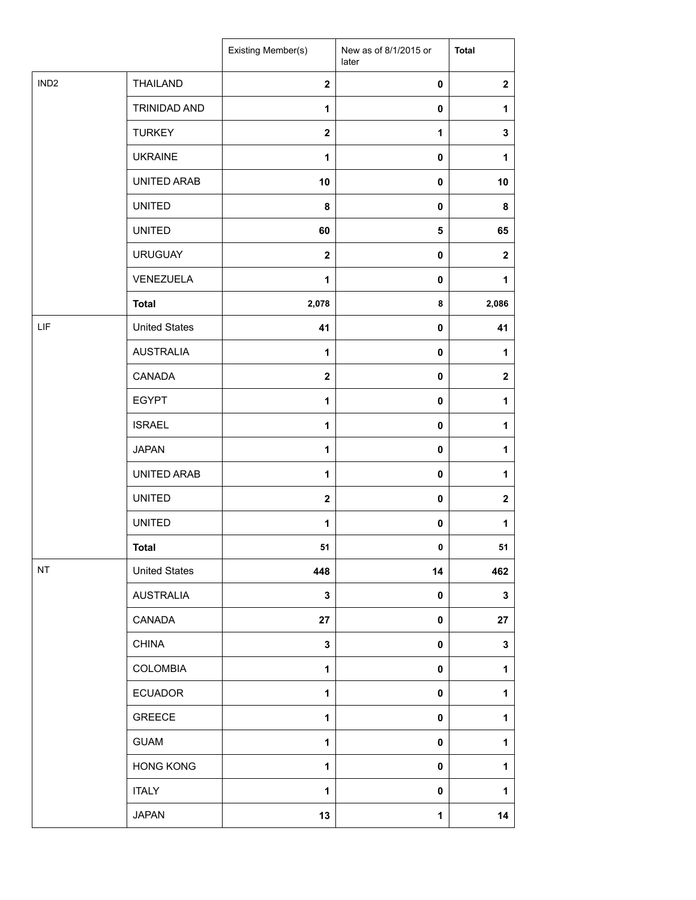| | | Existing Member(s) | New as of 8/1/2015 or later | Total |
|---|---|---|---|---|
| IND2 | THAILAND | 2 | 0 | 2 |
| | TRINIDAD AND | 1 | 0 | 1 |
| | TURKEY | 2 | 1 | 3 |
| | UKRAINE | 1 | 0 | 1 |
| | UNITED ARAB | 10 | 0 | 10 |
| | UNITED | 8 | 0 | 8 |
| | UNITED | 60 | 5 | 65 |
| | URUGUAY | 2 | 0 | 2 |
| | VENEZUELA | 1 | 0 | 1 |
| | **Total** | 2,078 | 8 | 2,086 |
| LIF | United States | 41 | 0 | 41 |
| | AUSTRALIA | 1 | 0 | 1 |
| | CANADA | 2 | 0 | 2 |
| | EGYPT | 1 | 0 | 1 |
| | ISRAEL | 1 | 0 | 1 |
| | JAPAN | 1 | 0 | 1 |
| | UNITED ARAB | 1 | 0 | 1 |
| | UNITED | 2 | 0 | 2 |
| | UNITED | 1 | 0 | 1 |
| | **Total** | 51 | 0 | 51 |
| NT | United States | 448 | 14 | 462 |
| | AUSTRALIA | 3 | 0 | 3 |
| | CANADA | 27 | 0 | 27 |
| | CHINA | 3 | 0 | 3 |
| | COLOMBIA | 1 | 0 | 1 |
| | ECUADOR | 1 | 0 | 1 |
| | GREECE | 1 | 0 | 1 |
| | GUAM | 1 | 0 | 1 |
| | HONG KONG | 1 | 0 | 1 |
| | ITALY | 1 | 0 | 1 |
| | JAPAN | 13 | 1 | 14 |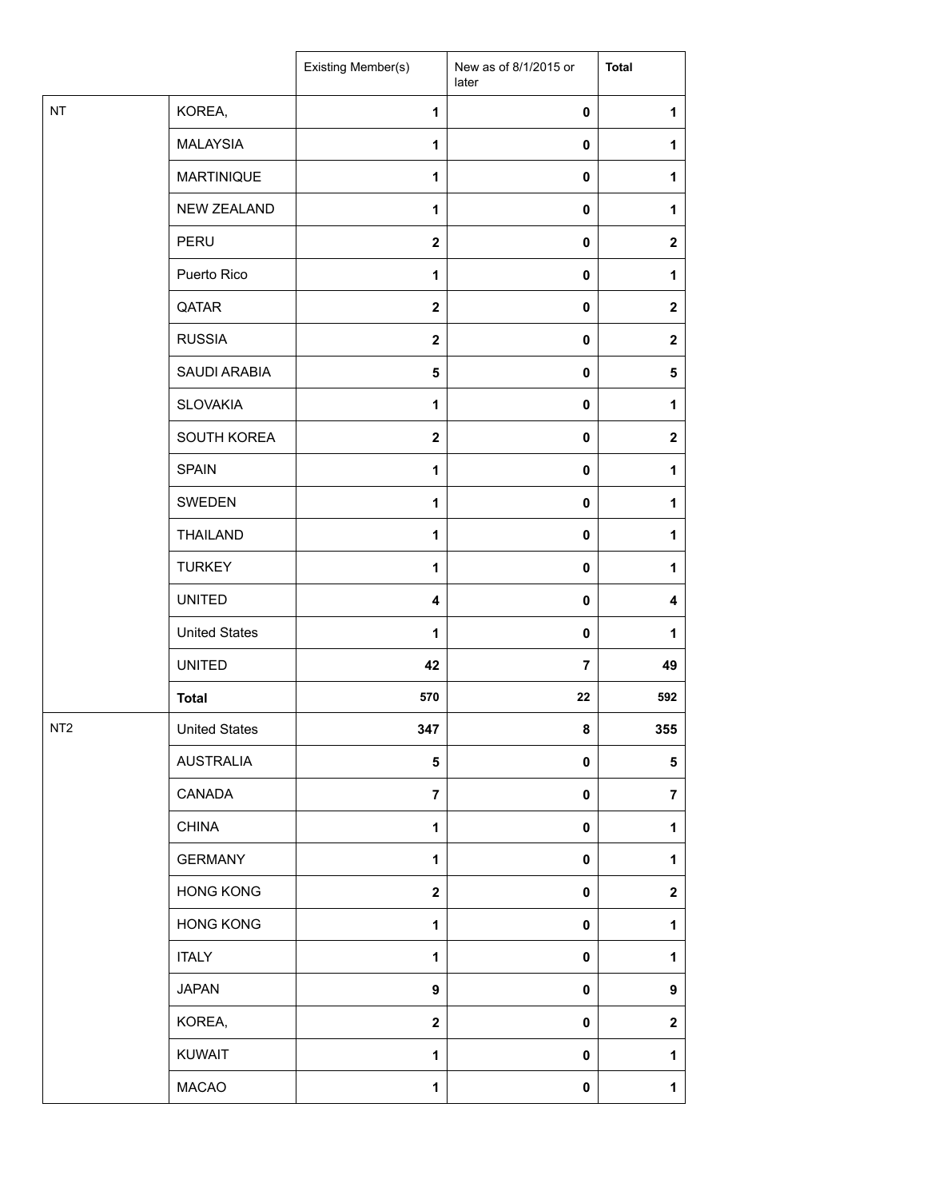| | | Existing Member(s) | New as of 8/1/2015 or later | Total |
|---|---|---|---|---|
| NT | KOREA, | 1 | 0 | 1 |
| | MALAYSIA | 1 | 0 | 1 |
| | MARTINIQUE | 1 | 0 | 1 |
| | NEW ZEALAND | 1 | 0 | 1 |
| | PERU | 2 | 0 | 2 |
| | Puerto Rico | 1 | 0 | 1 |
| | QATAR | 2 | 0 | 2 |
| | RUSSIA | 2 | 0 | 2 |
| | SAUDI ARABIA | 5 | 0 | 5 |
| | SLOVAKIA | 1 | 0 | 1 |
| | SOUTH KOREA | 2 | 0 | 2 |
| | SPAIN | 1 | 0 | 1 |
| | SWEDEN | 1 | 0 | 1 |
| | THAILAND | 1 | 0 | 1 |
| | TURKEY | 1 | 0 | 1 |
| | UNITED | 4 | 0 | 4 |
| | United States | 1 | 0 | 1 |
| | UNITED | 42 | 7 | 49 |
| | **Total** | 570 | 22 | 592 |
| NT2 | United States | 347 | 8 | 355 |
| | AUSTRALIA | 5 | 0 | 5 |
| | CANADA | 7 | 0 | 7 |
| | CHINA | 1 | 0 | 1 |
| | GERMANY | 1 | 0 | 1 |
| | HONG KONG | 2 | 0 | 2 |
| | HONG KONG | 1 | 0 | 1 |
| | ITALY | 1 | 0 | 1 |
| | JAPAN | 9 | 0 | 9 |
| | KOREA, | 2 | 0 | 2 |
| | KUWAIT | 1 | 0 | 1 |
| | MACAO | 1 | 0 | 1 |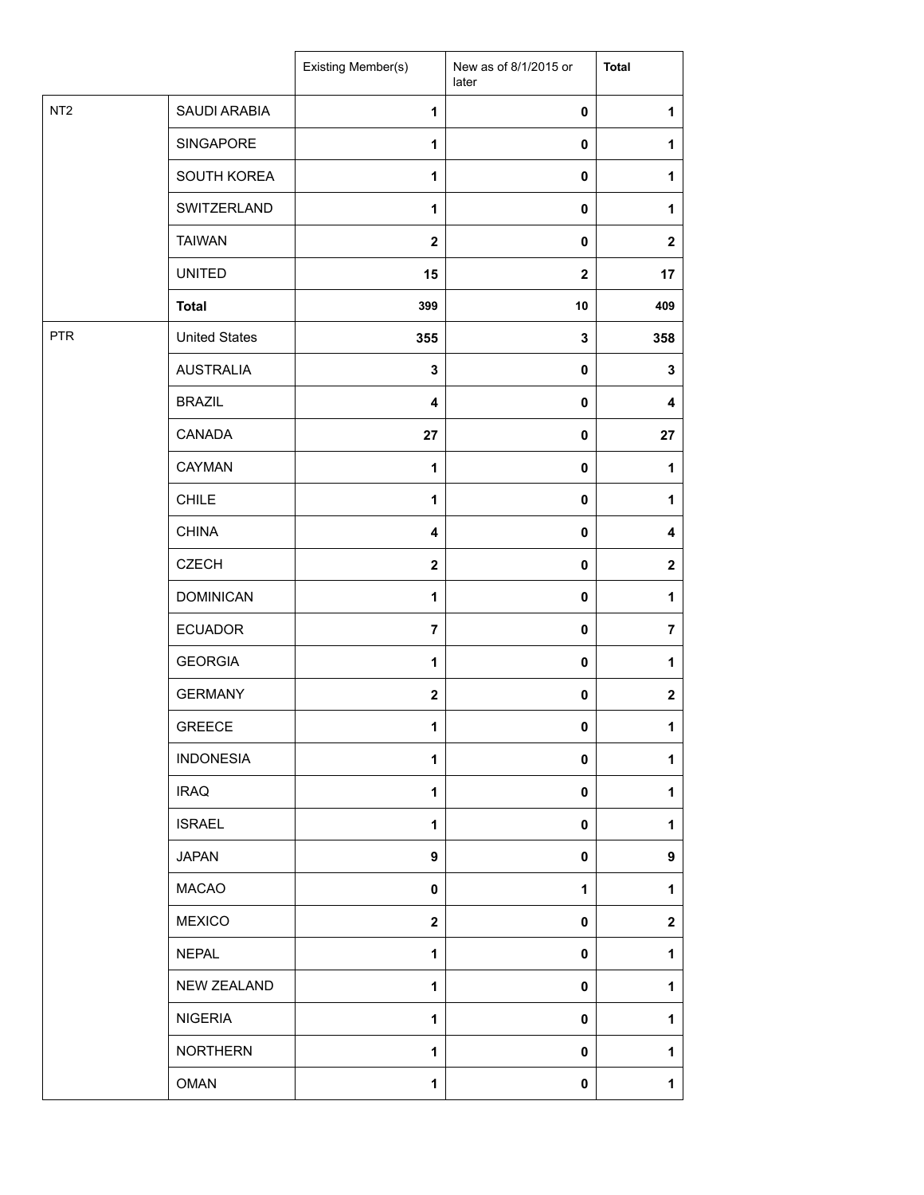| | | Existing Member(s) | New as of 8/1/2015 or later | Total |
|---|---|---|---|---|
| NT2 | SAUDI ARABIA | 1 | 0 | 1 |
| | SINGAPORE | 1 | 0 | 1 |
| | SOUTH KOREA | 1 | 0 | 1 |
| | SWITZERLAND | 1 | 0 | 1 |
| | TAIWAN | 2 | 0 | 2 |
| | UNITED | 15 | 2 | 17 |
| | **Total** | 399 | 10 | 409 |
| PTR | United States | 355 | 3 | 358 |
| | AUSTRALIA | 3 | 0 | 3 |
| | BRAZIL | 4 | 0 | 4 |
| | CANADA | 27 | 0 | 27 |
| | CAYMAN | 1 | 0 | 1 |
| | CHILE | 1 | 0 | 1 |
| | CHINA | 4 | 0 | 4 |
| | CZECH | 2 | 0 | 2 |
| | DOMINICAN | 1 | 0 | 1 |
| | ECUADOR | 7 | 0 | 7 |
| | GEORGIA | 1 | 0 | 1 |
| | GERMANY | 2 | 0 | 2 |
| | GREECE | 1 | 0 | 1 |
| | INDONESIA | 1 | 0 | 1 |
| | IRAQ | 1 | 0 | 1 |
| | ISRAEL | 1 | 0 | 1 |
| | JAPAN | 9 | 0 | 9 |
| | MACAO | 0 | 1 | 1 |
| | MEXICO | 2 | 0 | 2 |
| | NEPAL | 1 | 0 | 1 |
| | NEW ZEALAND | 1 | 0 | 1 |
| | NIGERIA | 1 | 0 | 1 |
| | NORTHERN | 1 | 0 | 1 |
| | OMAN | 1 | 0 | 1 |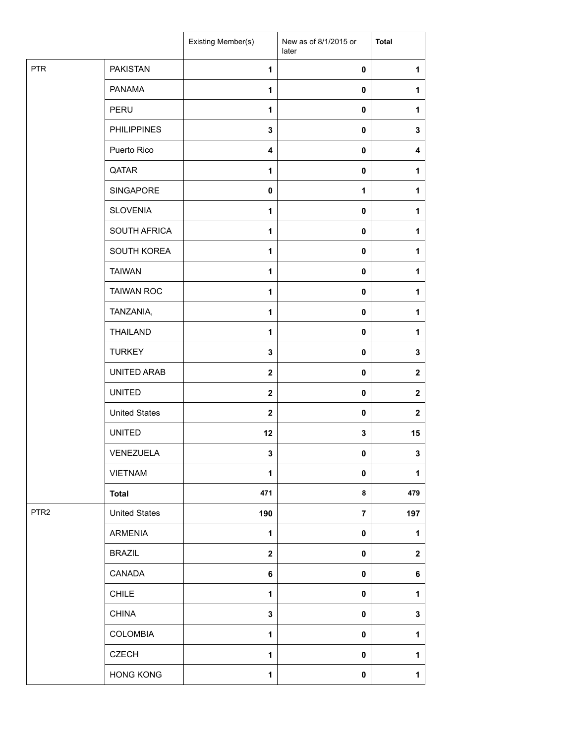| | | Existing Member(s) | New as of 8/1/2015 or later | Total |
|---|---|---|---|---|
| PTR | PAKISTAN | 1 | 0 | 1 |
| | PANAMA | 1 | 0 | 1 |
| | PERU | 1 | 0 | 1 |
| | PHILIPPINES | 3 | 0 | 3 |
| | Puerto Rico | 4 | 0 | 4 |
| | QATAR | 1 | 0 | 1 |
| | SINGAPORE | 0 | 1 | 1 |
| | SLOVENIA | 1 | 0 | 1 |
| | SOUTH AFRICA | 1 | 0 | 1 |
| | SOUTH KOREA | 1 | 0 | 1 |
| | TAIWAN | 1 | 0 | 1 |
| | TAIWAN ROC | 1 | 0 | 1 |
| | TANZANIA, | 1 | 0 | 1 |
| | THAILAND | 1 | 0 | 1 |
| | TURKEY | 3 | 0 | 3 |
| | UNITED ARAB | 2 | 0 | 2 |
| | UNITED | 2 | 0 | 2 |
| | United States | 2 | 0 | 2 |
| | UNITED | 12 | 3 | 15 |
| | VENEZUELA | 3 | 0 | 3 |
| | VIETNAM | 1 | 0 | 1 |
| | **Total** | 471 | 8 | 479 |
| PTR2 | United States | 190 | 7 | 197 |
| | ARMENIA | 1 | 0 | 1 |
| | BRAZIL | 2 | 0 | 2 |
| | CANADA | 6 | 0 | 6 |
| | CHILE | 1 | 0 | 1 |
| | CHINA | 3 | 0 | 3 |
| | COLOMBIA | 1 | 0 | 1 |
| | CZECH | 1 | 0 | 1 |
| | HONG KONG | 1 | 0 | 1 |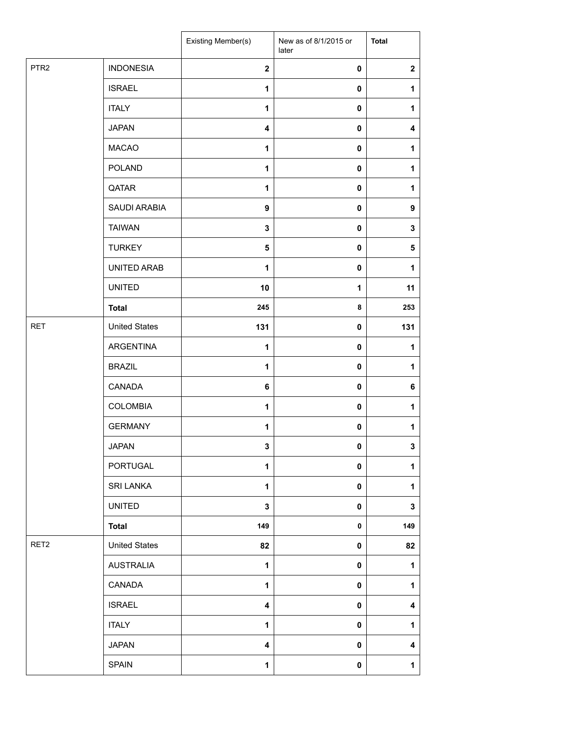| | | Existing Member(s) | New as of 8/1/2015 or later | Total |
|---|---|---|---|---|
| PTR2 | INDONESIA | 2 | 0 | 2 |
| | ISRAEL | 1 | 0 | 1 |
| | ITALY | 1 | 0 | 1 |
| | JAPAN | 4 | 0 | 4 |
| | MACAO | 1 | 0 | 1 |
| | POLAND | 1 | 0 | 1 |
| | QATAR | 1 | 0 | 1 |
| | SAUDI ARABIA | 9 | 0 | 9 |
| | TAIWAN | 3 | 0 | 3 |
| | TURKEY | 5 | 0 | 5 |
| | UNITED ARAB | 1 | 0 | 1 |
| | UNITED | 10 | 1 | 11 |
| | **Total** | 245 | 8 | 253 |
| RET | United States | 131 | 0 | 131 |
| | ARGENTINA | 1 | 0 | 1 |
| | BRAZIL | 1 | 0 | 1 |
| | CANADA | 6 | 0 | 6 |
| | COLOMBIA | 1 | 0 | 1 |
| | GERMANY | 1 | 0 | 1 |
| | JAPAN | 3 | 0 | 3 |
| | PORTUGAL | 1 | 0 | 1 |
| | SRI LANKA | 1 | 0 | 1 |
| | UNITED | 3 | 0 | 3 |
| | **Total** | 149 | 0 | 149 |
| RET2 | United States | 82 | 0 | 82 |
| | AUSTRALIA | 1 | 0 | 1 |
| | CANADA | 1 | 0 | 1 |
| | ISRAEL | 4 | 0 | 4 |
| | ITALY | 1 | 0 | 1 |
| | JAPAN | 4 | 0 | 4 |
| | SPAIN | 1 | 0 | 1 |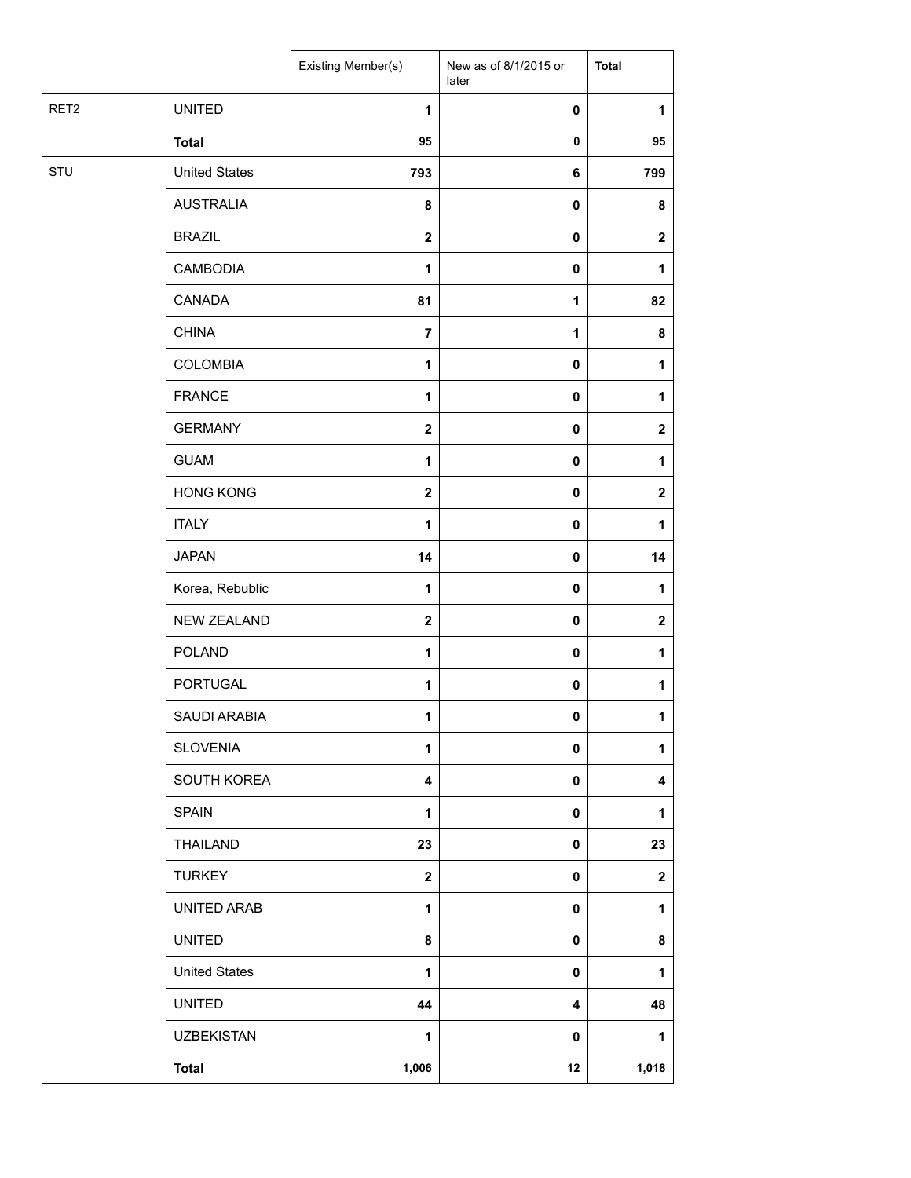| | | Existing Member(s) | New as of 8/1/2015 or later | Total |
|---|---|---|---|---|
| RET2 | UNITED | 1 | 0 | 1 |
| | **Total** | 95 | 0 | 95 |
| STU | United States | 793 | 6 | 799 |
| | AUSTRALIA | 8 | 0 | 8 |
| | BRAZIL | 2 | 0 | 2 |
| | CAMBODIA | 1 | 0 | 1 |
| | CANADA | 81 | 1 | 82 |
| | CHINA | 7 | 1 | 8 |
| | COLOMBIA | 1 | 0 | 1 |
| | FRANCE | 1 | 0 | 1 |
| | GERMANY | 2 | 0 | 2 |
| | GUAM | 1 | 0 | 1 |
| | HONG KONG | 2 | 0 | 2 |
| | ITALY | 1 | 0 | 1 |
| | JAPAN | 14 | 0 | 14 |
| | Korea, Rebublic | 1 | 0 | 1 |
| | NEW ZEALAND | 2 | 0 | 2 |
| | POLAND | 1 | 0 | 1 |
| | PORTUGAL | 1 | 0 | 1 |
| | SAUDI ARABIA | 1 | 0 | 1 |
| | SLOVENIA | 1 | 0 | 1 |
| | SOUTH KOREA | 4 | 0 | 4 |
| | SPAIN | 1 | 0 | 1 |
| | THAILAND | 23 | 0 | 23 |
| | TURKEY | 2 | 0 | 2 |
| | UNITED ARAB | 1 | 0 | 1 |
| | UNITED | 8 | 0 | 8 |
| | United States | 1 | 0 | 1 |
| | UNITED | 44 | 4 | 48 |
| | UZBEKISTAN | 1 | 0 | 1 |
| | **Total** | 1,006 | 12 | 1,018 |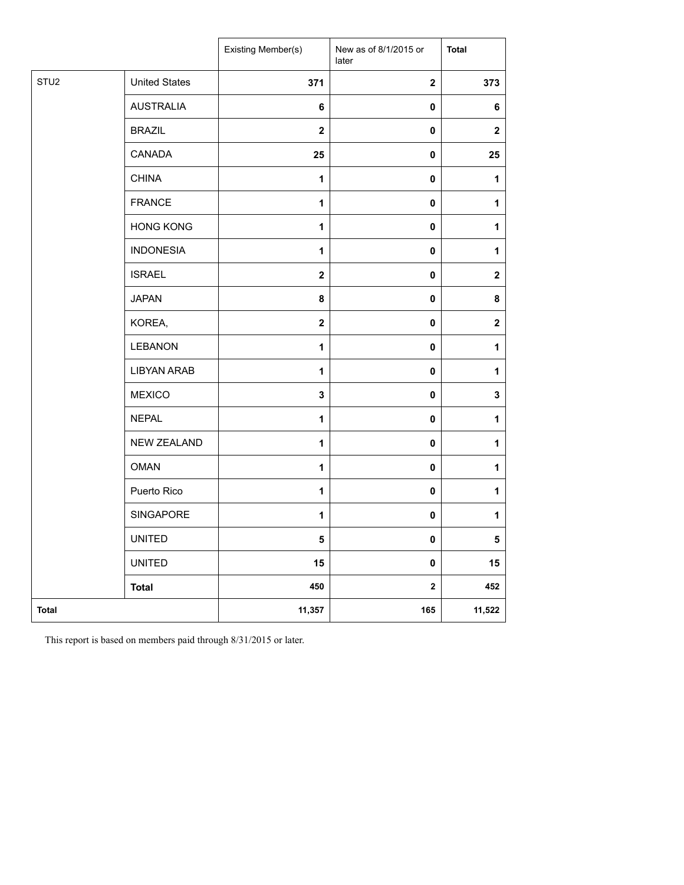| | | Existing Member(s) | New as of 8/1/2015 or later | Total |
|---|---|---|---|---|
| STU2 | United States | 371 | 2 | 373 |
| | AUSTRALIA | 6 | 0 | 6 |
| | BRAZIL | 2 | 0 | 2 |
| | CANADA | 25 | 0 | 25 |
| | CHINA | 1 | 0 | 1 |
| | FRANCE | 1 | 0 | 1 |
| | HONG KONG | 1 | 0 | 1 |
| | INDONESIA | 1 | 0 | 1 |
| | ISRAEL | 2 | 0 | 2 |
| | JAPAN | 8 | 0 | 8 |
| | KOREA, | 2 | 0 | 2 |
| | LEBANON | 1 | 0 | 1 |
| | LIBYAN ARAB | 1 | 0 | 1 |
| | MEXICO | 3 | 0 | 3 |
| | NEPAL | 1 | 0 | 1 |
| | NEW ZEALAND | 1 | 0 | 1 |
| | OMAN | 1 | 0 | 1 |
| | Puerto Rico | 1 | 0 | 1 |
| | SINGAPORE | 1 | 0 | 1 |
| | UNITED | 5 | 0 | 5 |
| | UNITED | 15 | 0 | 15 |
| | **Total** | 450 | 2 | 452 |
| **Total** | | 11,357 | 165 | 11,522 |

This report is based on members paid through 8/31/2015 or later.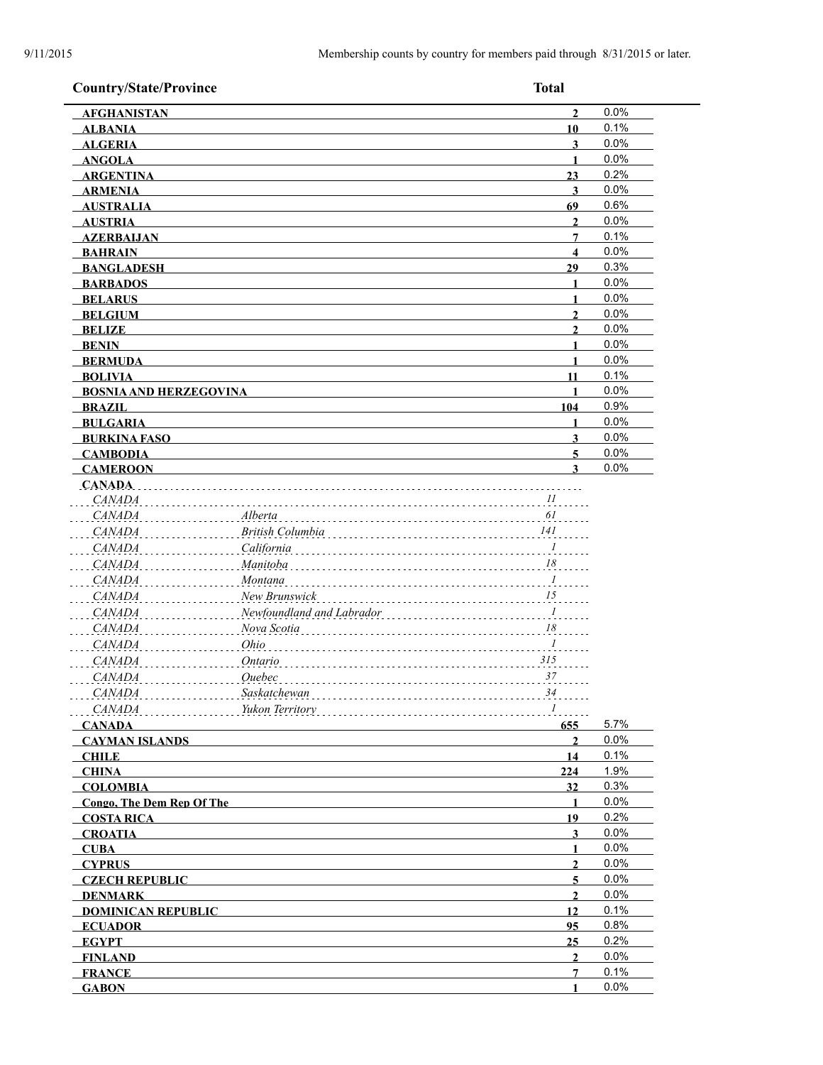Membership counts by country for members paid through 8/31/2015 or later.

| Country/State/Province | | Total | |
|---|---|---|---|
| **AFGHANISTAN** | | **2** | 0.0% |
| **ALBANIA** | | **10** | 0.1% |
| **ALGERIA** | | **3** | 0.0% |
| **ANGOLA** | | **1** | 0.0% |
| **ARGENTINA** | | **23** | 0.2% |
| **ARMENIA** | | **3** | 0.0% |
| **AUSTRALIA** | | **69** | 0.6% |
| **AUSTRIA** | | **2** | 0.0% |
| **AZERBAIJAN** | | **7** | 0.1% |
| **BAHRAIN** | | **4** | 0.0% |
| **BANGLADESH** | | **29** | 0.3% |
| **BARBADOS** | | **1** | 0.0% |
| **BELARUS** | | **1** | 0.0% |
| **BELGIUM** | | **2** | 0.0% |
| **BELIZE** | | **2** | 0.0% |
| **BENIN** | | **1** | 0.0% |
| **BERMUDA** | | **1** | 0.0% |
| **BOLIVIA** | | **11** | 0.1% |
| **BOSNIA AND HERZEGOVINA** | | **1** | 0.0% |
| **BRAZIL** | | **104** | 0.9% |
| **BULGARIA** | | **1** | 0.0% |
| **BURKINA FASO** | | **3** | 0.0% |
| **CAMBODIA** | | **5** | 0.0% |
| **CAMEROON** | | **3** | 0.0% |
| **CANADA** | | | |
| *CANADA* | | *11* | |
| *CANADA* | *Alberta* | *61* | |
| *CANADA* | *British Columbia* | *141* | |
| *CANADA* | *California* | *1* | |
| *CANADA* | *Manitoba* | *18* | |
| *CANADA* | *Montana* | *1* | |
| *CANADA* | *New Brunswick* | *15* | |
| *CANADA* | *Newfoundland and Labrador* | *1* | |
| *CANADA* | *Nova Scotia* | *18* | |
| *CANADA* | *Ohio* | *1* | |
| *CANADA* | *Ontario* | *315* | |
| *CANADA* | *Quebec* | *37* | |
| *CANADA* | *Saskatchewan* | *34* | |
| *CANADA* | *Yukon Territory* | *1* | |
| **CANADA** | | **655** | 5.7% |
| **CAYMAN ISLANDS** | | **2** | 0.0% |
| **CHILE** | | **14** | 0.1% |
| **CHINA** | | **224** | 1.9% |
| **COLOMBIA** | | **32** | 0.3% |
| **Congo, The Dem Rep Of The** | | **1** | 0.0% |
| **COSTA RICA** | | **19** | 0.2% |
| **CROATIA** | | **3** | 0.0% |
| **CUBA** | | **1** | 0.0% |
| **CYPRUS** | | **2** | 0.0% |
| **CZECH REPUBLIC** | | **5** | 0.0% |
| **DENMARK** | | **2** | 0.0% |
| **DOMINICAN REPUBLIC** | | **12** | 0.1% |
| **ECUADOR** | | **95** | 0.8% |
| **EGYPT** | | **25** | 0.2% |
| **FINLAND** | | **2** | 0.0% |
| **FRANCE** | | **7** | 0.1% |
| **GABON** | | **1** | 0.0% |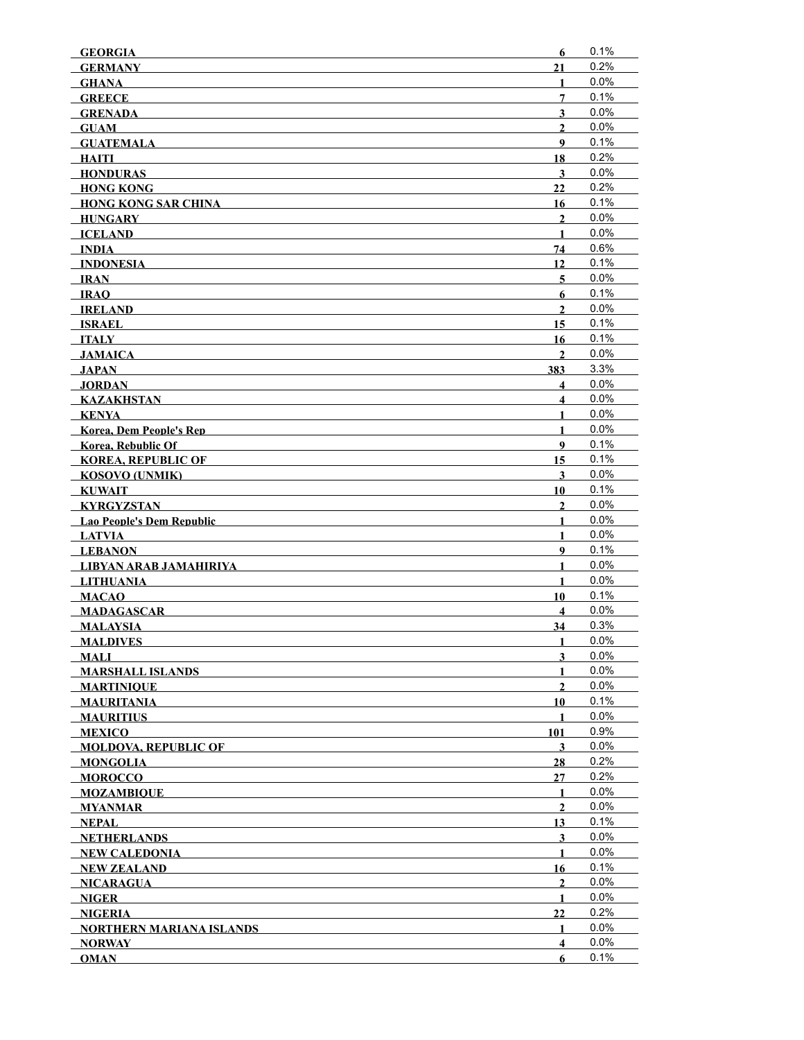| | | |
|---|---|---|
| **GEORGIA** | **6** | 0.1% |
| **GERMANY** | **21** | 0.2% |
| **GHANA** | **1** | 0.0% |
| **GREECE** | **7** | 0.1% |
| **GRENADA** | **3** | 0.0% |
| **GUAM** | **2** | 0.0% |
| **GUATEMALA** | **9** | 0.1% |
| **HAITI** | **18** | 0.2% |
| **HONDURAS** | **3** | 0.0% |
| **HONG KONG** | **22** | 0.2% |
| **HONG KONG SAR CHINA** | **16** | 0.1% |
| **HUNGARY** | **2** | 0.0% |
| **ICELAND** | **1** | 0.0% |
| **INDIA** | **74** | 0.6% |
| **INDONESIA** | **12** | 0.1% |
| **IRAN** | **5** | 0.0% |
| **IRAQ** | **6** | 0.1% |
| **IRELAND** | **2** | 0.0% |
| **ISRAEL** | **15** | 0.1% |
| **ITALY** | **16** | 0.1% |
| **JAMAICA** | **2** | 0.0% |
| **JAPAN** | **383** | 3.3% |
| **JORDAN** | **4** | 0.0% |
| **KAZAKHSTAN** | **4** | 0.0% |
| **KENYA** | **1** | 0.0% |
| **Korea, Dem People's Rep** | **1** | 0.0% |
| **Korea, Rebublic Of** | **9** | 0.1% |
| **KOREA, REPUBLIC OF** | **15** | 0.1% |
| **KOSOVO (UNMIK)** | **3** | 0.0% |
| **KUWAIT** | **10** | 0.1% |
| **KYRGYZSTAN** | **2** | 0.0% |
| **Lao People's Dem Republic** | **1** | 0.0% |
| **LATVIA** | **1** | 0.0% |
| **LEBANON** | **9** | 0.1% |
| **LIBYAN ARAB JAMAHIRIYA** | **1** | 0.0% |
| **LITHUANIA** | **1** | 0.0% |
| **MACAO** | **10** | 0.1% |
| **MADAGASCAR** | **4** | 0.0% |
| **MALAYSIA** | **34** | 0.3% |
| **MALDIVES** | **1** | 0.0% |
| **MALI** | **3** | 0.0% |
| **MARSHALL ISLANDS** | **1** | 0.0% |
| **MARTINIQUE** | **2** | 0.0% |
| **MAURITANIA** | **10** | 0.1% |
| **MAURITIUS** | **1** | 0.0% |
| **MEXICO** | **101** | 0.9% |
| **MOLDOVA, REPUBLIC OF** | **3** | 0.0% |
| **MONGOLIA** | **28** | 0.2% |
| **MOROCCO** | **27** | 0.2% |
| **MOZAMBIQUE** | **1** | 0.0% |
| **MYANMAR** | **2** | 0.0% |
| **NEPAL** | **13** | 0.1% |
| **NETHERLANDS** | **3** | 0.0% |
| **NEW CALEDONIA** | **1** | 0.0% |
| **NEW ZEALAND** | **16** | 0.1% |
| **NICARAGUA** | **2** | 0.0% |
| **NIGER** | **1** | 0.0% |
| **NIGERIA** | **22** | 0.2% |
| **NORTHERN MARIANA ISLANDS** | **1** | 0.0% |
| **NORWAY** | **4** | 0.0% |
| **OMAN** | **6** | 0.1% |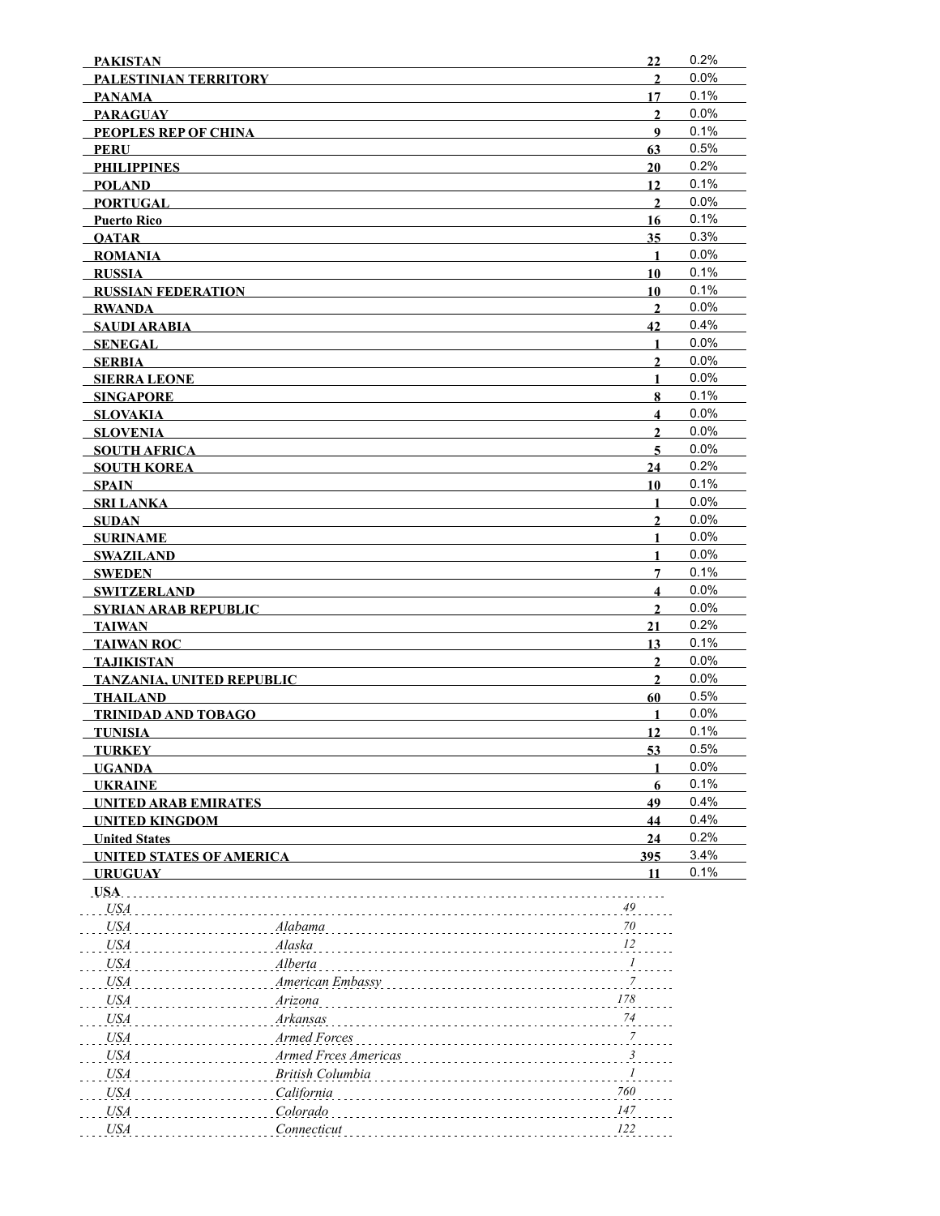| | | | |
|---|---|---|---|
| **PAKISTAN** | | **22** | 0.2% |
| **PALESTINIAN TERRITORY** | | **2** | 0.0% |
| **PANAMA** | | **17** | 0.1% |
| **PARAGUAY** | | **2** | 0.0% |
| **PEOPLES REP OF CHINA** | | **9** | 0.1% |
| **PERU** | | **63** | 0.5% |
| **PHILIPPINES** | | **20** | 0.2% |
| **POLAND** | | **12** | 0.1% |
| **PORTUGAL** | | **2** | 0.0% |
| **Puerto Rico** | | **16** | 0.1% |
| **QATAR** | | **35** | 0.3% |
| **ROMANIA** | | **1** | 0.0% |
| **RUSSIA** | | **10** | 0.1% |
| **RUSSIAN FEDERATION** | | **10** | 0.1% |
| **RWANDA** | | **2** | 0.0% |
| **SAUDI ARABIA** | | **42** | 0.4% |
| **SENEGAL** | | **1** | 0.0% |
| **SERBIA** | | **2** | 0.0% |
| **SIERRA LEONE** | | **1** | 0.0% |
| **SINGAPORE** | | **8** | 0.1% |
| **SLOVAKIA** | | **4** | 0.0% |
| **SLOVENIA** | | **2** | 0.0% |
| **SOUTH AFRICA** | | **5** | 0.0% |
| **SOUTH KOREA** | | **24** | 0.2% |
| **SPAIN** | | **10** | 0.1% |
| **SRI LANKA** | | **1** | 0.0% |
| **SUDAN** | | **2** | 0.0% |
| **SURINAME** | | **1** | 0.0% |
| **SWAZILAND** | | **1** | 0.0% |
| **SWEDEN** | | **7** | 0.1% |
| **SWITZERLAND** | | **4** | 0.0% |
| **SYRIAN ARAB REPUBLIC** | | **2** | 0.0% |
| **TAIWAN** | | **21** | 0.2% |
| **TAIWAN ROC** | | **13** | 0.1% |
| **TAJIKISTAN** | | **2** | 0.0% |
| **TANZANIA, UNITED REPUBLIC** | | **2** | 0.0% |
| **THAILAND** | | **60** | 0.5% |
| **TRINIDAD AND TOBAGO** | | **1** | 0.0% |
| **TUNISIA** | | **12** | 0.1% |
| **TURKEY** | | **53** | 0.5% |
| **UGANDA** | | **1** | 0.0% |
| **UKRAINE** | | **6** | 0.1% |
| **UNITED ARAB EMIRATES** | | **49** | 0.4% |
| **UNITED KINGDOM** | | **44** | 0.4% |
| **United States** | | **24** | 0.2% |
| **UNITED STATES OF AMERICA** | | **395** | 3.4% |
| **URUGUAY** | | **11** | 0.1% |
| **USA** | | | |
| *USA* | | *49* | |
| *USA* | *Alabama* | *70* | |
| *USA* | *Alaska* | *12* | |
| *USA* | *Alberta* | *1* | |
| *USA* | *American Embassy* | *7* | |
| *USA* | *Arizona* | *178* | |
| *USA* | *Arkansas* | *74* | |
| *USA* | *Armed Forces* | *7* | |
| *USA* | *Armed Frces Americas* | *3* | |
| *USA* | *British Columbia* | *1* | |
| *USA* | *California* | *760* | |
| *USA* | *Colorado* | *147* | |
| *USA* | *Connecticut* | *122* | |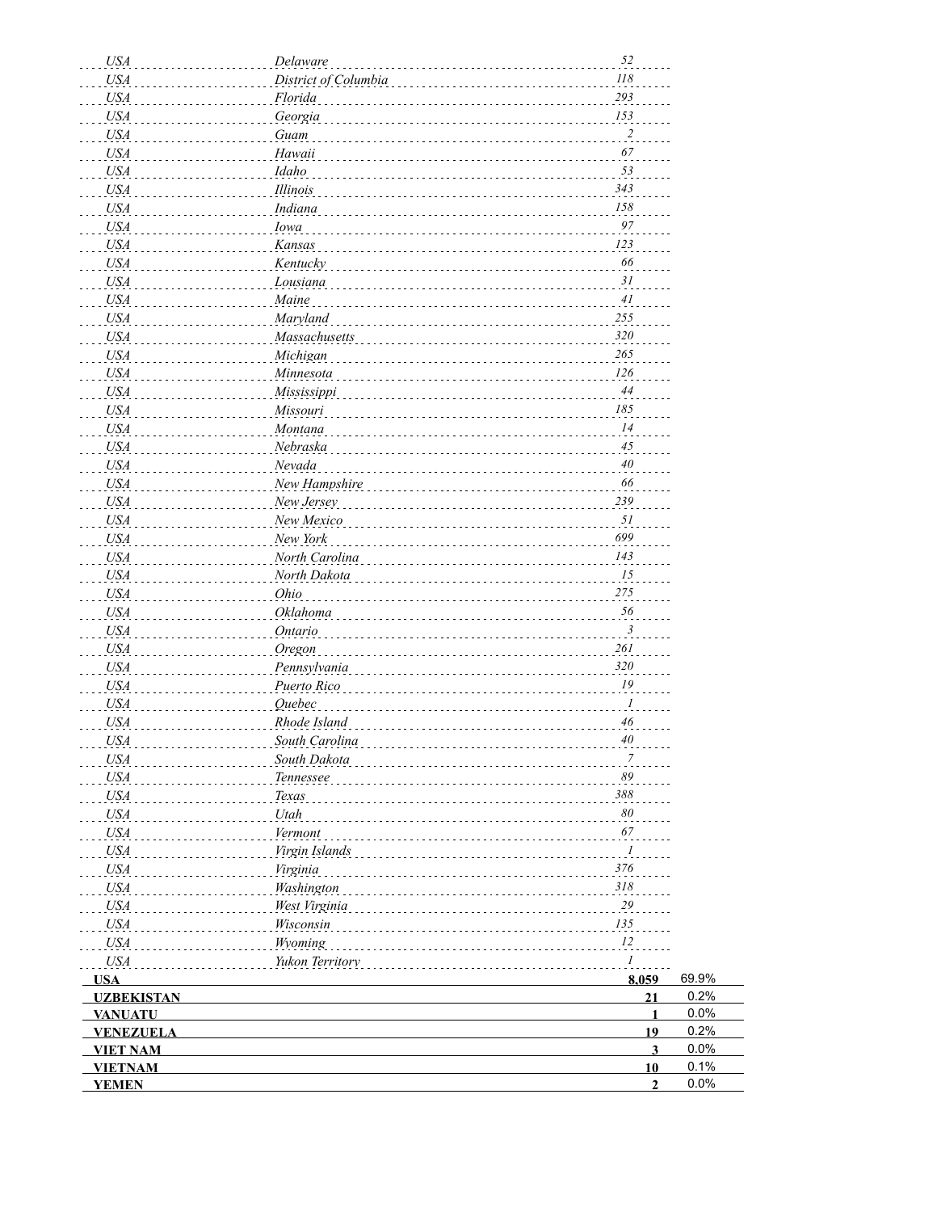| | | | |
|---|---|---|---|
| *USA* | *Delaware* | *52* | |
| *USA* | *District of Columbia* | *118* | |
| *USA* | *Florida* | *293* | |
| *USA* | *Georgia* | *153* | |
| *USA* | *Guam* | *2* | |
| *USA* | *Hawaii* | *67* | |
| *USA* | *Idaho* | *53* | |
| *USA* | *Illinois* | *343* | |
| *USA* | *Indiana* | *158* | |
| *USA* | *Iowa* | *97* | |
| *USA* | *Kansas* | *123* | |
| *USA* | *Kentucky* | *66* | |
| *USA* | *Lousiana* | *31* | |
| *USA* | *Maine* | *41* | |
| *USA* | *Maryland* | *255* | |
| *USA* | *Massachusetts* | *320* | |
| *USA* | *Michigan* | *265* | |
| *USA* | *Minnesota* | *126* | |
| *USA* | *Mississippi* | *44* | |
| *USA* | *Missouri* | *185* | |
| *USA* | *Montana* | *14* | |
| *USA* | *Nebraska* | *45* | |
| *USA* | *Nevada* | *40* | |
| *USA* | *New Hampshire* | *66* | |
| *USA* | *New Jersey* | *239* | |
| *USA* | *New Mexico* | *51* | |
| *USA* | *New York* | *699* | |
| *USA* | *North Carolina* | *143* | |
| *USA* | *North Dakota* | *15* | |
| *USA* | *Ohio* | *275* | |
| *USA* | *Oklahoma* | *56* | |
| *USA* | *Ontario* | *3* | |
| *USA* | *Oregon* | *261* | |
| *USA* | *Pennsylvania* | *320* | |
| *USA* | *Puerto Rico* | *19* | |
| *USA* | *Quebec* | *1* | |
| *USA* | *Rhode Island* | *46* | |
| *USA* | *South Carolina* | *40* | |
| *USA* | *South Dakota* | *7* | |
| *USA* | *Tennessee* | *89* | |
| *USA* | *Texas* | *388* | |
| *USA* | *Utah* | *80* | |
| *USA* | *Vermont* | *67* | |
| *USA* | *Virgin Islands* | *1* | |
| *USA* | *Virginia* | *376* | |
| *USA* | *Washington* | *318* | |
| *USA* | *West Virginia* | *29* | |
| *USA* | *Wisconsin* | *135* | |
| *USA* | *Wyoming* | *12* | |
| *USA* | *Yukon Territory* | *1* | |
| **USA** | | **8,059** | 69.9% |
| **UZBEKISTAN** | | **21** | 0.2% |
| **VANUATU** | | **1** | 0.0% |
| **VENEZUELA** | | **19** | 0.2% |
| **VIET NAM** | | **3** | 0.0% |
| **VIETNAM** | | **10** | 0.1% |
| **YEMEN** | | **2** | 0.0% |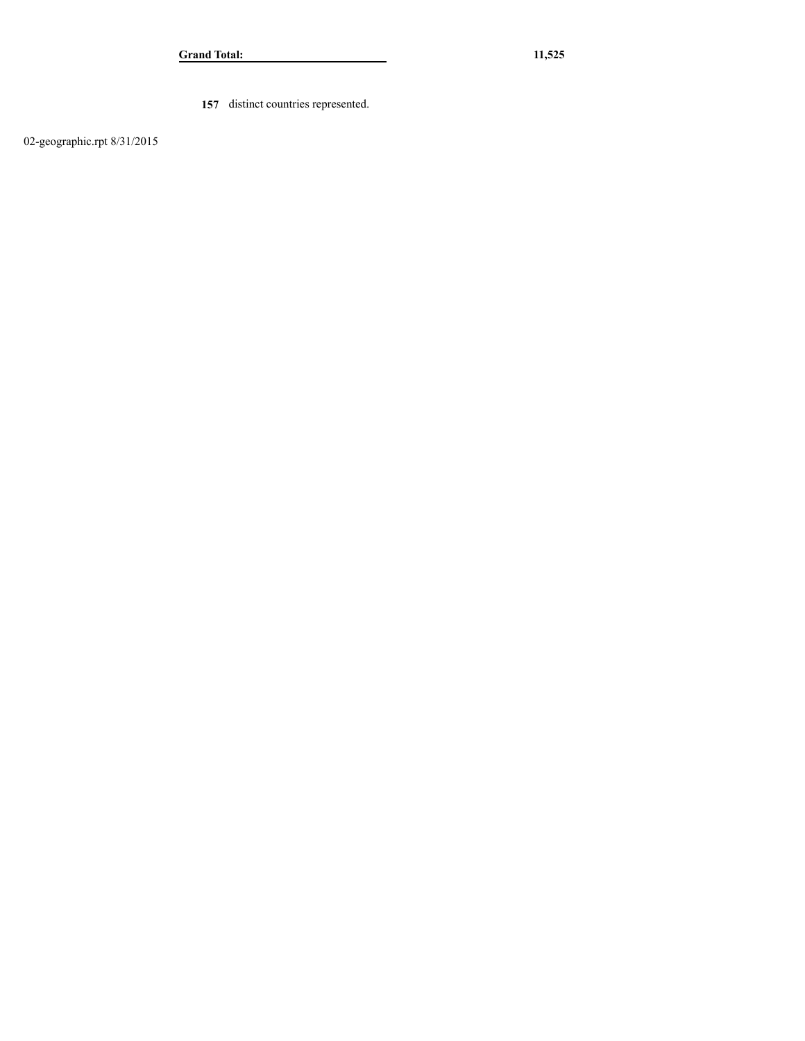| **Grand Total:** | **11,525** |
|---|---|

**157** distinct countries represented.

02-geographic.rpt 8/31/2015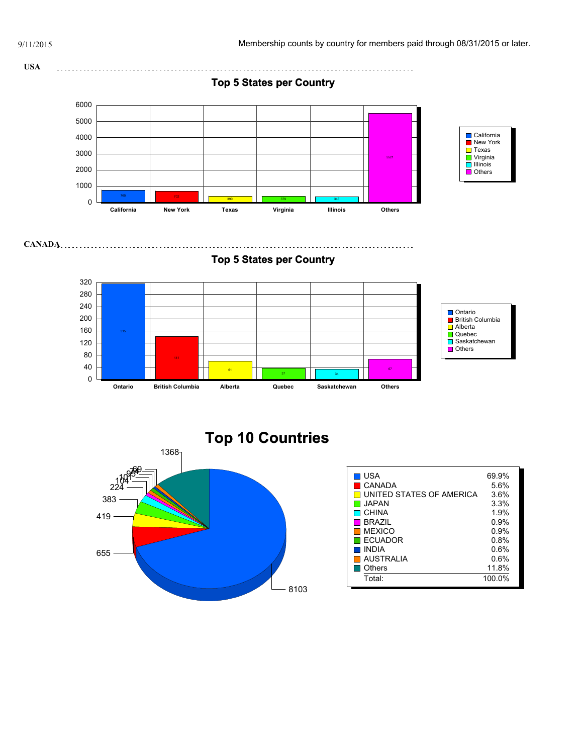9/11/2015

Membership counts by country for members paid through 08/31/2015 or later.

**USA**

## Top 5 States per Country

| State | Count |
|---|---|
| California | 765 |
| New York | 702 |
| Texas | 390 |
| Virginia | 379 |
| Illinois | 346 |
| Others | 5521 |

**CANADA**

## Top 5 States per Country

| Province | Count |
|---|---|
| Ontario | 315 |
| British Columbia | 141 |
| Alberta | 61 |
| Quebec | 37 |
| Saskatchewan | 34 |
| Others | 67 |

# Top 10 Countries

| Country | Count | Percent |
|---|---|---|
| USA | 8103 | 69.9% |
| CANADA | 655 | 5.6% |
| UNITED STATES OF AMERICA | 419 | 3.6% |
| JAPAN | 383 | 3.3% |
| CHINA | 224 | 1.9% |
| BRAZIL | 104 | 0.9% |
| MEXICO | 101 | 0.9% |
| ECUADOR | 95 | 0.8% |
| INDIA | 74 | 0.6% |
| AUSTRALIA | 69 | 0.6% |
| Others | 1368 | 11.8% |
| Total: | | 100.0% |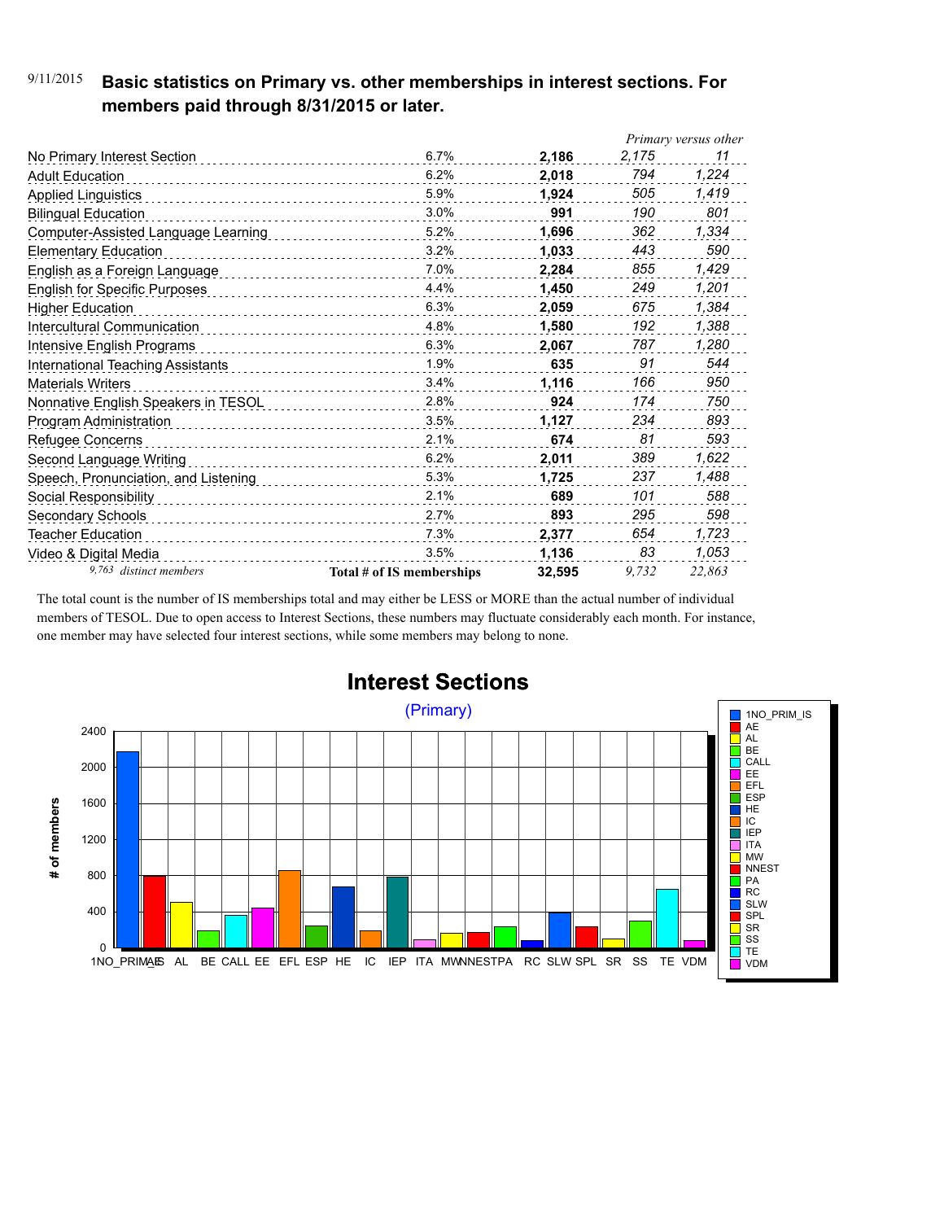9/11/2015

**Basic statistics on Primary vs. other memberships in interest sections. For members paid through 8/31/2015 or later.**

| | | | *Primary versus other* | |
|---|---|---|---|---|
| No Primary Interest Section | 6.7% | **2,186** | *2,175* | *11* |
| Adult Education | 6.2% | **2,018** | *794* | *1,224* |
| Applied Linguistics | 5.9% | **1,924** | *505* | *1,419* |
| Bilingual Education | 3.0% | **991** | *190* | *801* |
| Computer-Assisted Language Learning | 5.2% | **1,696** | *362* | *1,334* |
| Elementary Education | 3.2% | **1,033** | *443* | *590* |
| English as a Foreign Language | 7.0% | **2,284** | *855* | *1,429* |
| English for Specific Purposes | 4.4% | **1,450** | *249* | *1,201* |
| Higher Education | 6.3% | **2,059** | *675* | *1,384* |
| Intercultural Communication | 4.8% | **1,580** | *192* | *1,388* |
| Intensive English Programs | 6.3% | **2,067** | *787* | *1,280* |
| International Teaching Assistants | 1.9% | **635** | *91* | *544* |
| Materials Writers | 3.4% | **1,116** | *166* | *950* |
| Nonnative English Speakers in TESOL | 2.8% | **924** | *174* | *750* |
| Program Administration | 3.5% | **1,127** | *234* | *893* |
| Refugee Concerns | 2.1% | **674** | *81* | *593* |
| Second Language Writing | 6.2% | **2,011** | *389* | *1,622* |
| Speech, Pronunciation, and Listening | 5.3% | **1,725** | *237* | *1,488* |
| Social Responsibility | 2.1% | **689** | *101* | *588* |
| Secondary Schools | 2.7% | **893** | *295* | *598* |
| Teacher Education | 7.3% | **2,377** | *654* | *1,723* |
| Video & Digital Media | 3.5% | **1,136** | *83* | *1,053* |
| *9,763 distinct members* | **Total # of IS memberships** | **32,595** | *9,732* | *22,863* |

The total count is the number of IS memberships total and may either be LESS or MORE than the actual number of individual members of TESOL. Due to open access to Interest Sections, these numbers may fluctuate considerably each month. For instance, one member may have selected four interest sections, while some members may belong to none.

## Interest Sections

(Primary)

| Interest Section | # of members |
|---|---|
| 1NO_PRIM_IS | 2,175 |
| AE | 794 |
| AL | 505 |
| BE | 190 |
| CALL | 362 |
| EE | 443 |
| EFL | 855 |
| ESP | 249 |
| HE | 675 |
| IC | 192 |
| IEP | 787 |
| ITA | 91 |
| MW | 166 |
| NNEST | 174 |
| PA | 234 |
| RC | 81 |
| SLW | 389 |
| SPL | 237 |
| SR | 101 |
| SS | 295 |
| TE | 654 |
| VDM | 83 |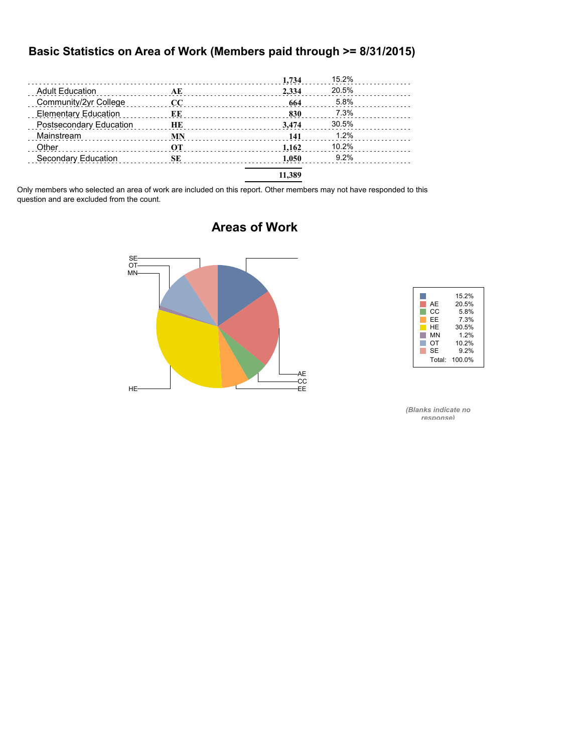## Basic Statistics on Area of Work (Members paid through >= 8/31/2015)

| | | | |
|---|---|---|---|
| | | 1,734 | 15.2% |
| Adult Education | AE | 2,334 | 20.5% |
| Community/2yr College | CC | 664 | 5.8% |
| Elementary Education | EE | 830 | 7.3% |
| Postsecondary Education | HE | 3,474 | 30.5% |
| Mainstream | MN | 141 | 1.2% |
| Other | OT | 1,162 | 10.2% |
| Secondary Education | SE | 1,050 | 9.2% |
| | | 11,389 | |

Only members who selected an area of work are included on this report. Other members may not have responded to this question and are excluded from the count.

### Areas of Work

| | |
|---|---|
| | 15.2% |
| AE | 20.5% |
| CC | 5.8% |
| EE | 7.3% |
| HE | 30.5% |
| MN | 1.2% |
| OT | 10.2% |
| SE | 9.2% |
| Total: | 100.0% |

*(Blanks indicate no response)*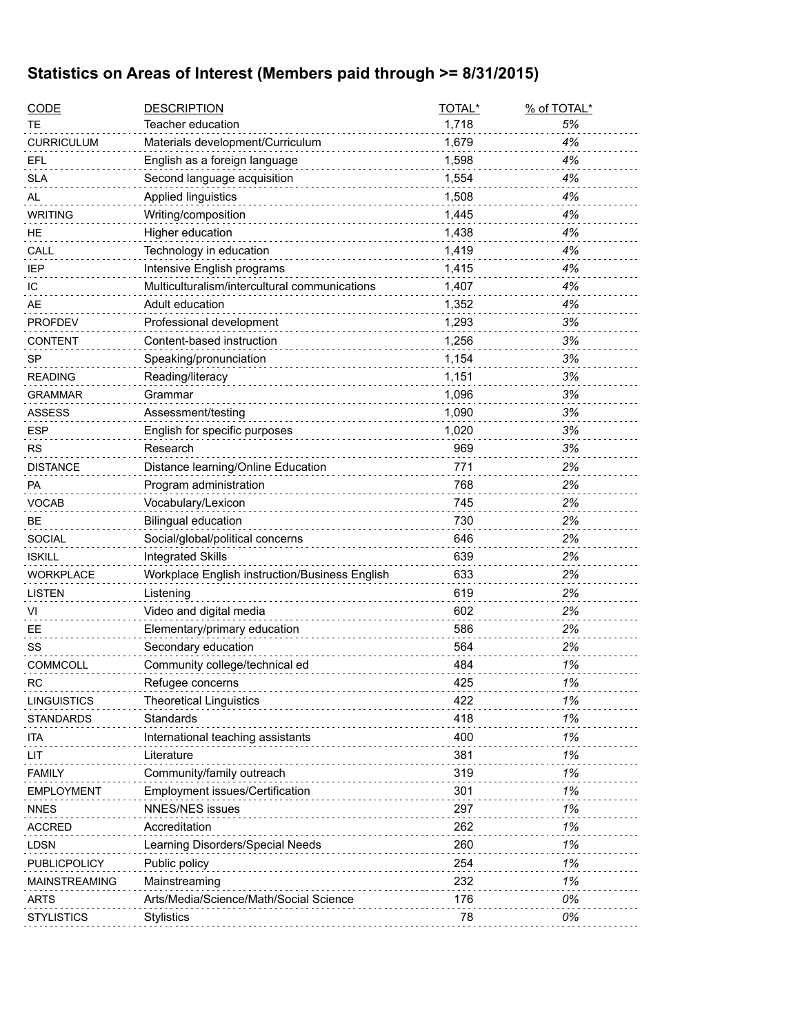## Statistics on Areas of Interest (Members paid through >= 8/31/2015)

| CODE | DESCRIPTION | TOTAL* | % of TOTAL* |
|---|---|---|---|
| TE | Teacher education | 1,718 | *5%* |
| CURRICULUM | Materials development/Curriculum | 1,679 | *4%* |
| EFL | English as a foreign language | 1,598 | *4%* |
| SLA | Second language acquisition | 1,554 | *4%* |
| AL | Applied linguistics | 1,508 | *4%* |
| WRITING | Writing/composition | 1,445 | *4%* |
| HE | Higher education | 1,438 | *4%* |
| CALL | Technology in education | 1,419 | *4%* |
| IEP | Intensive English programs | 1,415 | *4%* |
| IC | Multiculturalism/intercultural communications | 1,407 | *4%* |
| AE | Adult education | 1,352 | *4%* |
| PROFDEV | Professional development | 1,293 | *3%* |
| CONTENT | Content-based instruction | 1,256 | *3%* |
| SP | Speaking/pronunciation | 1,154 | *3%* |
| READING | Reading/literacy | 1,151 | *3%* |
| GRAMMAR | Grammar | 1,096 | *3%* |
| ASSESS | Assessment/testing | 1,090 | *3%* |
| ESP | English for specific purposes | 1,020 | *3%* |
| RS | Research | 969 | *3%* |
| DISTANCE | Distance learning/Online Education | 771 | *2%* |
| PA | Program administration | 768 | *2%* |
| VOCAB | Vocabulary/Lexicon | 745 | *2%* |
| BE | Bilingual education | 730 | *2%* |
| SOCIAL | Social/global/political concerns | 646 | *2%* |
| ISKILL | Integrated Skills | 639 | *2%* |
| WORKPLACE | Workplace English instruction/Business English | 633 | *2%* |
| LISTEN | Listening | 619 | *2%* |
| VI | Video and digital media | 602 | *2%* |
| EE | Elementary/primary education | 586 | *2%* |
| SS | Secondary education | 564 | *2%* |
| COMMCOLL | Community college/technical ed | 484 | *1%* |
| RC | Refugee concerns | 425 | *1%* |
| LINGUISTICS | Theoretical Linguistics | 422 | *1%* |
| STANDARDS | Standards | 418 | *1%* |
| ITA | International teaching assistants | 400 | *1%* |
| LIT | Literature | 381 | *1%* |
| FAMILY | Community/family outreach | 319 | *1%* |
| EMPLOYMENT | Employment issues/Certification | 301 | *1%* |
| NNES | NNES/NES issues | 297 | *1%* |
| ACCRED | Accreditation | 262 | *1%* |
| LDSN | Learning Disorders/Special Needs | 260 | *1%* |
| PUBLICPOLICY | Public policy | 254 | *1%* |
| MAINSTREAMING | Mainstreaming | 232 | *1%* |
| ARTS | Arts/Media/Science/Math/Social Science | 176 | *0%* |
| STYLISTICS | Stylistics | 78 | *0%* |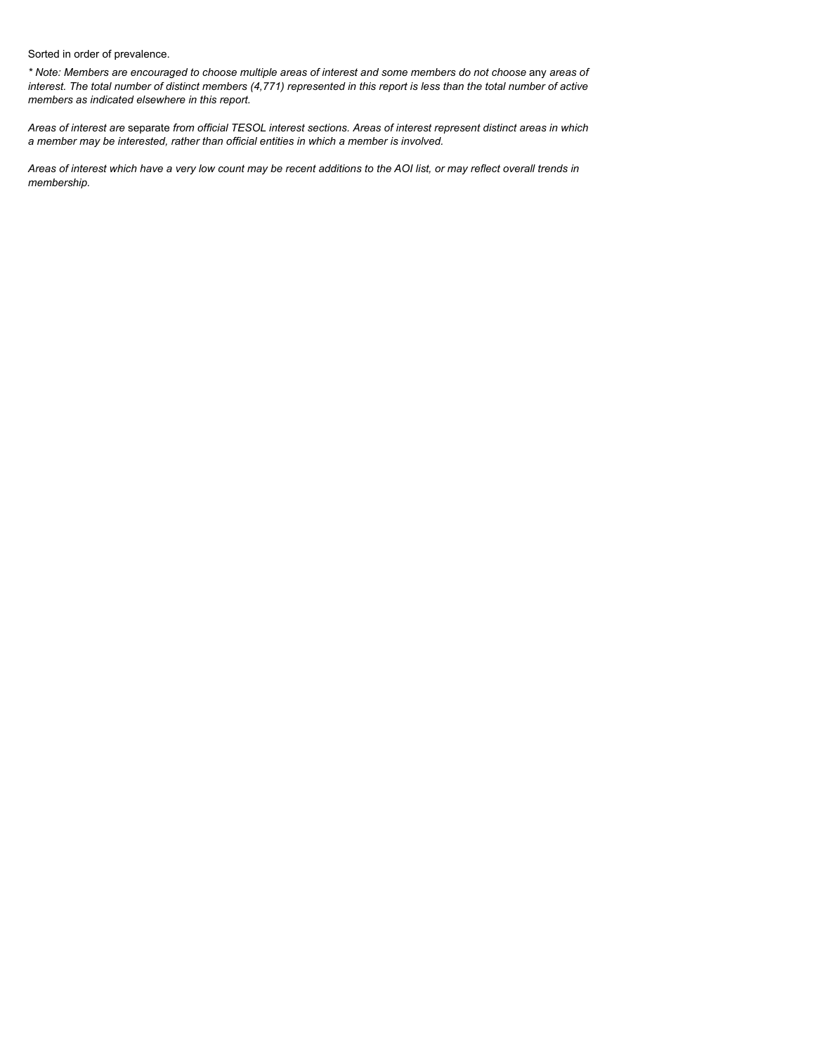Sorted in order of prevalence.

*\* Note: Members are encouraged to choose multiple areas of interest and some members do not choose* any *areas of interest. The total number of distinct members (4,771) represented in this report is less than the total number of active members as indicated elsewhere in this report.*

*Areas of interest are* separate *from official TESOL interest sections. Areas of interest represent distinct areas in which a member may be interested, rather than official entities in which a member is involved.*

*Areas of interest which have a very low count may be recent additions to the AOI list, or may reflect overall trends in membership.*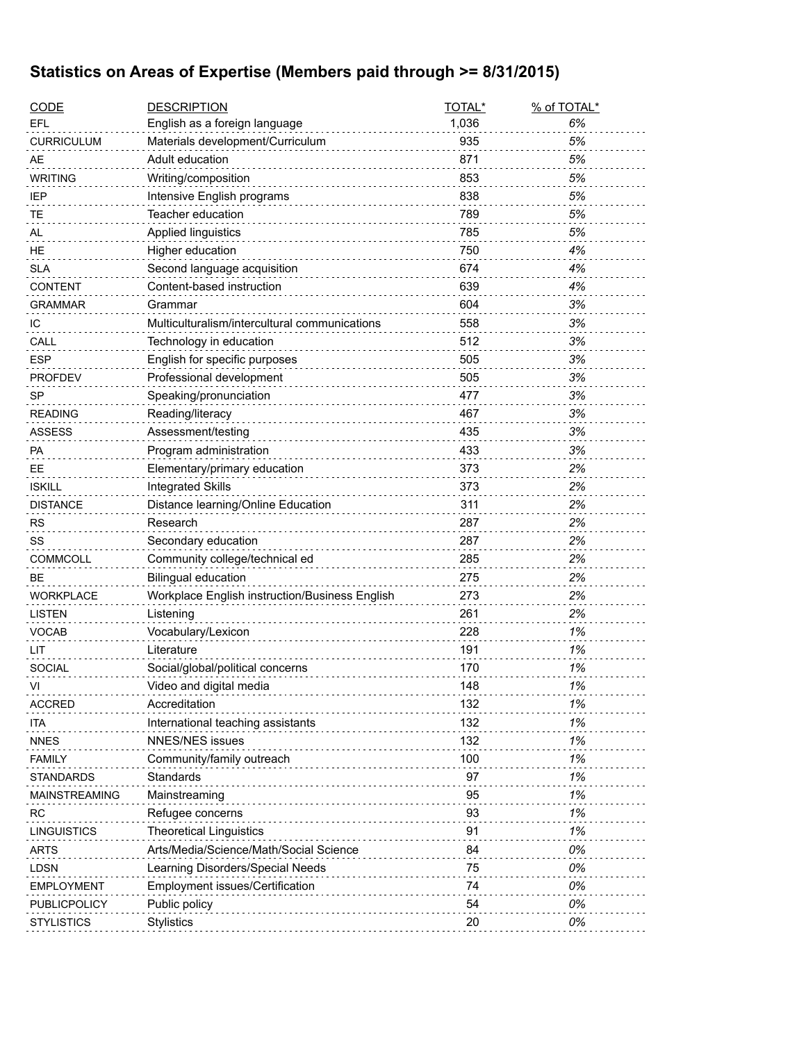## Statistics on Areas of Expertise (Members paid through >= 8/31/2015)

| CODE | DESCRIPTION | TOTAL* | % of TOTAL* |
|---|---|---|---|
| EFL | English as a foreign language | 1,036 | 6% |
| CURRICULUM | Materials development/Curriculum | 935 | 5% |
| AE | Adult education | 871 | 5% |
| WRITING | Writing/composition | 853 | 5% |
| IEP | Intensive English programs | 838 | 5% |
| TE | Teacher education | 789 | 5% |
| AL | Applied linguistics | 785 | 5% |
| HE | Higher education | 750 | 4% |
| SLA | Second language acquisition | 674 | 4% |
| CONTENT | Content-based instruction | 639 | 4% |
| GRAMMAR | Grammar | 604 | 3% |
| IC | Multiculturalism/intercultural communications | 558 | 3% |
| CALL | Technology in education | 512 | 3% |
| ESP | English for specific purposes | 505 | 3% |
| PROFDEV | Professional development | 505 | 3% |
| SP | Speaking/pronunciation | 477 | 3% |
| READING | Reading/literacy | 467 | 3% |
| ASSESS | Assessment/testing | 435 | 3% |
| PA | Program administration | 433 | 3% |
| EE | Elementary/primary education | 373 | 2% |
| ISKILL | Integrated Skills | 373 | 2% |
| DISTANCE | Distance learning/Online Education | 311 | 2% |
| RS | Research | 287 | 2% |
| SS | Secondary education | 287 | 2% |
| COMMCOLL | Community college/technical ed | 285 | 2% |
| BE | Bilingual education | 275 | 2% |
| WORKPLACE | Workplace English instruction/Business English | 273 | 2% |
| LISTEN | Listening | 261 | 2% |
| VOCAB | Vocabulary/Lexicon | 228 | 1% |
| LIT | Literature | 191 | 1% |
| SOCIAL | Social/global/political concerns | 170 | 1% |
| VI | Video and digital media | 148 | 1% |
| ACCRED | Accreditation | 132 | 1% |
| ITA | International teaching assistants | 132 | 1% |
| NNES | NNES/NES issues | 132 | 1% |
| FAMILY | Community/family outreach | 100 | 1% |
| STANDARDS | Standards | 97 | 1% |
| MAINSTREAMING | Mainstreaming | 95 | 1% |
| RC | Refugee concerns | 93 | 1% |
| LINGUISTICS | Theoretical Linguistics | 91 | 1% |
| ARTS | Arts/Media/Science/Math/Social Science | 84 | 0% |
| LDSN | Learning Disorders/Special Needs | 75 | 0% |
| EMPLOYMENT | Employment issues/Certification | 74 | 0% |
| PUBLICPOLICY | Public policy | 54 | 0% |
| STYLISTICS | Stylistics | 20 | 0% |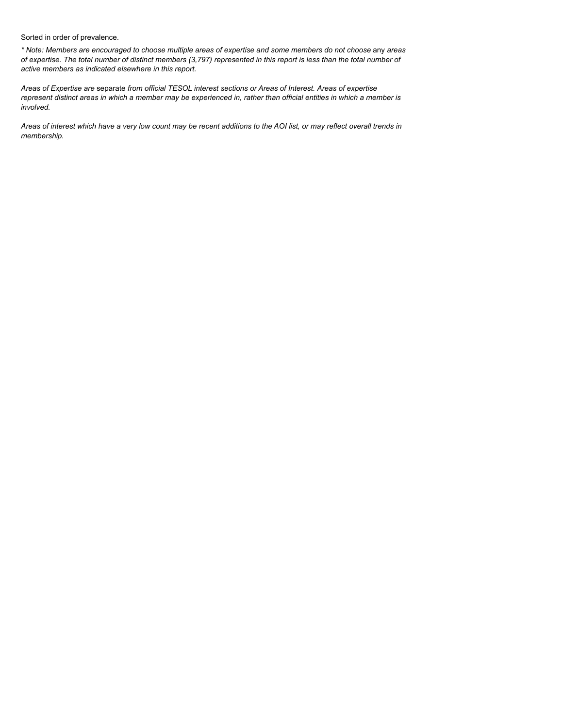Sorted in order of prevalence.

*\* Note: Members are encouraged to choose multiple areas of expertise and some members do not choose* any *areas of expertise. The total number of distinct members (3,797) represented in this report is less than the total number of active members as indicated elsewhere in this report.*

*Areas of Expertise are* separate *from official TESOL interest sections or Areas of Interest. Areas of expertise represent distinct areas in which a member may be experienced in, rather than official entities in which a member is involved.*

*Areas of interest which have a very low count may be recent additions to the AOI list, or may reflect overall trends in membership.*